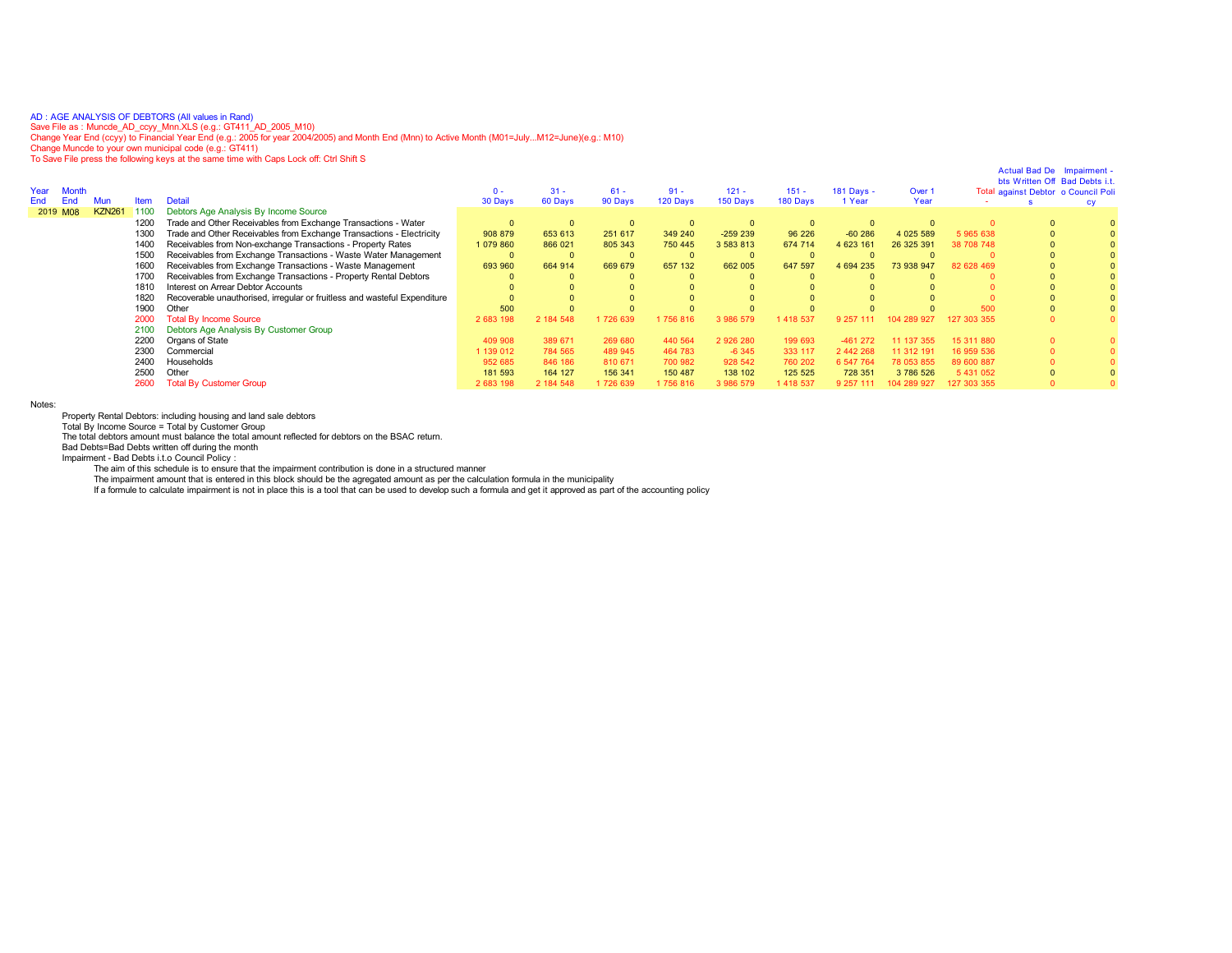AD : AGE ANALYSIS OF DEBTORS (All values in Rand)
Save File as : Muncde_AD_ccyy_Mnn.XLS (e.g.: GT411_AD_2005_M10)
Change Year End (ccyy) to Financial Year End (e.g.: 2005 for year 2004/2005) and Month End (Mnn) to Active Month (M01=July...M12=June)(e.g.: M10)
Change Muncde to your own municipal code (e.g.: GT411)
To Save File press the following keys at the same time with Caps Lock off: Ctrl Shift S

| Year End | Month End | Mun | Item | Detail | 0 - 30 Days | 31 - 60 Days | 61 - 90 Days | 91 - 120 Days | 121 - 150 Days | 151 - 180 Days | 181 Days - 1 Year | Over 1 Year | Total - | Actual Bad Debts Written Off against Debtors | Impairment - Bad Debts i.t.o Council Policy |
|---|---|---|---|---|---|---|---|---|---|---|---|---|---|---|---|
| 2019 | M08 | KZN261 | 1100 | Debtors Age Analysis By Income Source | | | | | | | | | | | |
| | | | 1200 | Trade and Other Receivables from Exchange Transactions - Water | 0 | 0 | 0 | 0 | 0 | 0 | 0 | 0 | 0 | 0 | 0 |
| | | | 1300 | Trade and Other Receivables from Exchange Transactions - Electricity | 908 879 | 653 613 | 251 617 | 349 240 | -259 239 | 96 226 | -60 286 | 4 025 589 | 5 965 638 | 0 | 0 |
| | | | 1400 | Receivables from Non-exchange Transactions - Property Rates | 1 079 860 | 866 021 | 805 343 | 750 445 | 3 583 813 | 674 714 | 4 623 161 | 26 325 391 | 38 708 748 | 0 | 0 |
| | | | 1500 | Receivables from Exchange Transactions - Waste Water Management | 0 | 0 | 0 | 0 | 0 | 0 | 0 | 0 | 0 | 0 | 0 |
| | | | 1600 | Receivables from Exchange Transactions - Waste Management | 693 960 | 664 914 | 669 679 | 657 132 | 662 005 | 647 597 | 4 694 235 | 73 938 947 | 82 628 469 | 0 | 0 |
| | | | 1700 | Receivables from Exchange Transactions - Property Rental Debtors | 0 | 0 | 0 | 0 | 0 | 0 | 0 | 0 | 0 | 0 | 0 |
| | | | 1810 | Interest on Arrear Debtor Accounts | 0 | 0 | 0 | 0 | 0 | 0 | 0 | 0 | 0 | 0 | 0 |
| | | | 1820 | Recoverable unauthorised, irregular or fruitless and wasteful Expenditure | 0 | 0 | 0 | 0 | 0 | 0 | 0 | 0 | 0 | 0 | 0 |
| | | | 1900 | Other | 500 | 0 | 0 | 0 | 0 | 0 | 0 | 0 | 500 | 0 | 0 |
| | | | 2000 | Total By Income Source | 2 683 198 | 2 184 548 | 1 726 639 | 1 756 816 | 3 986 579 | 1 418 537 | 9 257 111 | 104 289 927 | 127 303 355 | 0 | 0 |
| | | | 2100 | Debtors Age Analysis By Customer Group | | | | | | | | | | | |
| | | | 2200 | Organs of State | 409 908 | 389 671 | 269 680 | 440 564 | 2 926 280 | 199 693 | -461 272 | 11 137 355 | 15 311 880 | 0 | 0 |
| | | | 2300 | Commercial | 1 139 012 | 784 565 | 489 945 | 464 783 | -6 345 | 333 117 | 2 442 268 | 11 312 191 | 16 959 536 | 0 | 0 |
| | | | 2400 | Households | 952 685 | 846 186 | 810 671 | 700 982 | 928 542 | 760 202 | 6 547 764 | 78 053 855 | 89 600 887 | 0 | 0 |
| | | | 2500 | Other | 181 593 | 164 127 | 156 341 | 150 487 | 138 102 | 125 525 | 728 351 | 3 786 526 | 5 431 052 | 0 | 0 |
| | | | 2600 | Total By Customer Group | 2 683 198 | 2 184 548 | 1 726 639 | 1 756 816 | 3 986 579 | 1 418 537 | 9 257 111 | 104 289 927 | 127 303 355 | 0 | 0 |

Notes:

- Property Rental Debtors: including housing and land sale debtors
- Total By Income Source = Total by Customer Group
- The total debtors amount must balance the total amount reflected for debtors on the BSAC return.
- Bad Debts=Bad Debts written off during the month
- Impairment - Bad Debts i.t.o Council Policy :
  - The aim of this schedule is to ensure that the impairment contribution is done in a structured manner
  - The impairment amount that is entered in this block should be the agregated amount as per the calculation formula in the municipality
  - If a formule to calculate impairment is not in place this is a tool that can be used to develop such a formula and get it approved as part of the accounting policy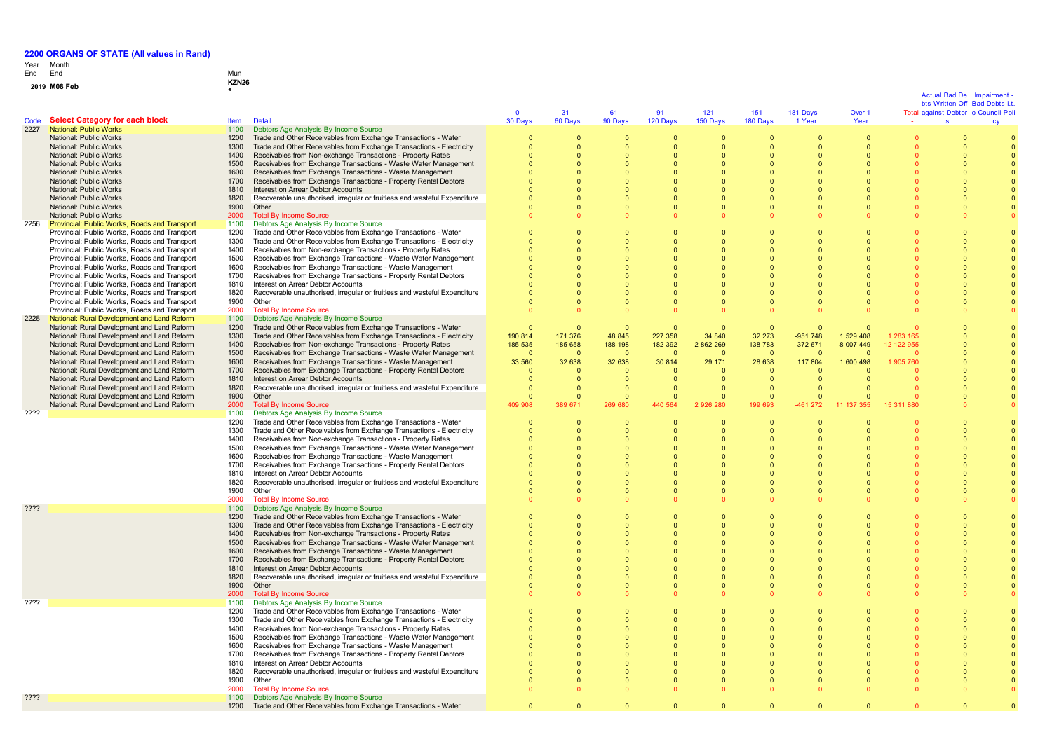# 2200 ORGANS OF STATE (All values in Rand)

| Year | Month | Mun |
|---|---|---|
| End | End | KZN26 |
| 2019 | M08 Feb | 1 |

| Code | Select Category for each block | Item | Detail | 0 - 30 Days | 31 - 60 Days | 61 - 90 Days | 91 - 120 Days | 121 - 150 Days | 151 - 180 Days | 181 Days - 1 Year | Over 1 Year | Total | Actual Bad Debts Written Off against Debtors | Impairment - Bad Debts i.t.o Council Policy |
|---|---|---|---|---|---|---|---|---|---|---|---|---|---|---|
| 2227 | National: Public Works | 1100 | Debtors Age Analysis By Income Source | | | | | | | | | | | |
| | National: Public Works | 1200 | Trade and Other Receivables from Exchange Transactions - Water | 0 | 0 | 0 | 0 | 0 | 0 | 0 | 0 | 0 | 0 | 0 |
| | National: Public Works | 1300 | Trade and Other Receivables from Exchange Transactions - Electricity | 0 | 0 | 0 | 0 | 0 | 0 | 0 | 0 | 0 | 0 | 0 |
| | National: Public Works | 1400 | Receivables from Non-exchange Transactions - Property Rates | 0 | 0 | 0 | 0 | 0 | 0 | 0 | 0 | 0 | 0 | 0 |
| | National: Public Works | 1500 | Receivables from Exchange Transactions - Waste Water Management | 0 | 0 | 0 | 0 | 0 | 0 | 0 | 0 | 0 | 0 | 0 |
| | National: Public Works | 1600 | Receivables from Exchange Transactions - Waste Management | 0 | 0 | 0 | 0 | 0 | 0 | 0 | 0 | 0 | 0 | 0 |
| | National: Public Works | 1700 | Receivables from Exchange Transactions - Property Rental Debtors | 0 | 0 | 0 | 0 | 0 | 0 | 0 | 0 | 0 | 0 | 0 |
| | National: Public Works | 1810 | Interest on Arrear Debtor Accounts | 0 | 0 | 0 | 0 | 0 | 0 | 0 | 0 | 0 | 0 | 0 |
| | National: Public Works | 1820 | Recoverable unauthorised, irregular or fruitless and wasteful Expenditure | 0 | 0 | 0 | 0 | 0 | 0 | 0 | 0 | 0 | 0 | 0 |
| | National: Public Works | 1900 | Other | 0 | 0 | 0 | 0 | 0 | 0 | 0 | 0 | 0 | 0 | 0 |
| | National: Public Works | 2000 | Total By Income Source | 0 | 0 | 0 | 0 | 0 | 0 | 0 | 0 | 0 | 0 | 0 |
| 2256 | Provincial: Public Works, Roads and Transport | 1100 | Debtors Age Analysis By Income Source | | | | | | | | | | | |
| | Provincial: Public Works, Roads and Transport | 1200 | Trade and Other Receivables from Exchange Transactions - Water | 0 | 0 | 0 | 0 | 0 | 0 | 0 | 0 | 0 | 0 | 0 |
| | Provincial: Public Works, Roads and Transport | 1300 | Trade and Other Receivables from Exchange Transactions - Electricity | 0 | 0 | 0 | 0 | 0 | 0 | 0 | 0 | 0 | 0 | 0 |
| | Provincial: Public Works, Roads and Transport | 1400 | Receivables from Non-exchange Transactions - Property Rates | 0 | 0 | 0 | 0 | 0 | 0 | 0 | 0 | 0 | 0 | 0 |
| | Provincial: Public Works, Roads and Transport | 1500 | Receivables from Exchange Transactions - Waste Water Management | 0 | 0 | 0 | 0 | 0 | 0 | 0 | 0 | 0 | 0 | 0 |
| | Provincial: Public Works, Roads and Transport | 1600 | Receivables from Exchange Transactions - Waste Management | 0 | 0 | 0 | 0 | 0 | 0 | 0 | 0 | 0 | 0 | 0 |
| | Provincial: Public Works, Roads and Transport | 1700 | Receivables from Exchange Transactions - Property Rental Debtors | 0 | 0 | 0 | 0 | 0 | 0 | 0 | 0 | 0 | 0 | 0 |
| | Provincial: Public Works, Roads and Transport | 1810 | Interest on Arrear Debtor Accounts | 0 | 0 | 0 | 0 | 0 | 0 | 0 | 0 | 0 | 0 | 0 |
| | Provincial: Public Works, Roads and Transport | 1820 | Recoverable unauthorised, irregular or fruitless and wasteful Expenditure | 0 | 0 | 0 | 0 | 0 | 0 | 0 | 0 | 0 | 0 | 0 |
| | Provincial: Public Works, Roads and Transport | 1900 | Other | 0 | 0 | 0 | 0 | 0 | 0 | 0 | 0 | 0 | 0 | 0 |
| | Provincial: Public Works, Roads and Transport | 2000 | Total By Income Source | 0 | 0 | 0 | 0 | 0 | 0 | 0 | 0 | 0 | 0 | 0 |
| 2228 | National: Rural Development and Land Reform | 1100 | Debtors Age Analysis By Income Source | | | | | | | | | | | |
| | National: Rural Development and Land Reform | 1200 | Trade and Other Receivables from Exchange Transactions - Water | 0 | 0 | 0 | 0 | 0 | 0 | 0 | 0 | 0 | 0 | 0 |
| | National: Rural Development and Land Reform | 1300 | Trade and Other Receivables from Exchange Transactions - Electricity | 190 814 | 171 376 | 48 845 | 227 358 | 34 840 | 32 273 | -951 748 | 1 529 408 | 1 283 165 | 0 | 0 |
| | National: Rural Development and Land Reform | 1400 | Receivables from Non-exchange Transactions - Property Rates | 185 535 | 185 658 | 188 198 | 182 392 | 2 862 269 | 138 783 | 372 671 | 8 007 449 | 12 122 955 | 0 | 0 |
| | National: Rural Development and Land Reform | 1500 | Receivables from Exchange Transactions - Waste Water Management | 0 | 0 | 0 | 0 | 0 | 0 | 0 | 0 | 0 | 0 | 0 |
| | National: Rural Development and Land Reform | 1600 | Receivables from Exchange Transactions - Waste Management | 33 560 | 32 638 | 32 638 | 30 814 | 29 171 | 28 638 | 117 804 | 1 600 498 | 1 905 760 | 0 | 0 |
| | National: Rural Development and Land Reform | 1700 | Receivables from Exchange Transactions - Property Rental Debtors | 0 | 0 | 0 | 0 | 0 | 0 | 0 | 0 | 0 | 0 | 0 |
| | National: Rural Development and Land Reform | 1810 | Interest on Arrear Debtor Accounts | 0 | 0 | 0 | 0 | 0 | 0 | 0 | 0 | 0 | 0 | 0 |
| | National: Rural Development and Land Reform | 1820 | Recoverable unauthorised, irregular or fruitless and wasteful Expenditure | 0 | 0 | 0 | 0 | 0 | 0 | 0 | 0 | 0 | 0 | 0 |
| | National: Rural Development and Land Reform | 1900 | Other | 0 | 0 | 0 | 0 | 0 | 0 | 0 | 0 | 0 | 0 | 0 |
| | National: Rural Development and Land Reform | 2000 | Total By Income Source | 409 908 | 389 671 | 269 680 | 440 564 | 2 926 280 | 199 693 | -461 272 | 11 137 355 | 15 311 880 | 0 | 0 |
| ???? | | 1100 | Debtors Age Analysis By Income Source | | | | | | | | | | | |
| | | 1200 | Trade and Other Receivables from Exchange Transactions - Water | 0 | 0 | 0 | 0 | 0 | 0 | 0 | 0 | 0 | 0 | 0 |
| | | 1300 | Trade and Other Receivables from Exchange Transactions - Electricity | 0 | 0 | 0 | 0 | 0 | 0 | 0 | 0 | 0 | 0 | 0 |
| | | 1400 | Receivables from Non-exchange Transactions - Property Rates | 0 | 0 | 0 | 0 | 0 | 0 | 0 | 0 | 0 | 0 | 0 |
| | | 1500 | Receivables from Exchange Transactions - Waste Water Management | 0 | 0 | 0 | 0 | 0 | 0 | 0 | 0 | 0 | 0 | 0 |
| | | 1600 | Receivables from Exchange Transactions - Waste Management | 0 | 0 | 0 | 0 | 0 | 0 | 0 | 0 | 0 | 0 | 0 |
| | | 1700 | Receivables from Exchange Transactions - Property Rental Debtors | 0 | 0 | 0 | 0 | 0 | 0 | 0 | 0 | 0 | 0 | 0 |
| | | 1810 | Interest on Arrear Debtor Accounts | 0 | 0 | 0 | 0 | 0 | 0 | 0 | 0 | 0 | 0 | 0 |
| | | 1820 | Recoverable unauthorised, irregular or fruitless and wasteful Expenditure | 0 | 0 | 0 | 0 | 0 | 0 | 0 | 0 | 0 | 0 | 0 |
| | | 1900 | Other | 0 | 0 | 0 | 0 | 0 | 0 | 0 | 0 | 0 | 0 | 0 |
| | | 2000 | Total By Income Source | 0 | 0 | 0 | 0 | 0 | 0 | 0 | 0 | 0 | 0 | 0 |
| ???? | | 1100 | Debtors Age Analysis By Income Source | | | | | | | | | | | |
| | | 1200 | Trade and Other Receivables from Exchange Transactions - Water | 0 | 0 | 0 | 0 | 0 | 0 | 0 | 0 | 0 | 0 | 0 |
| | | 1300 | Trade and Other Receivables from Exchange Transactions - Electricity | 0 | 0 | 0 | 0 | 0 | 0 | 0 | 0 | 0 | 0 | 0 |
| | | 1400 | Receivables from Non-exchange Transactions - Property Rates | 0 | 0 | 0 | 0 | 0 | 0 | 0 | 0 | 0 | 0 | 0 |
| | | 1500 | Receivables from Exchange Transactions - Waste Water Management | 0 | 0 | 0 | 0 | 0 | 0 | 0 | 0 | 0 | 0 | 0 |
| | | 1600 | Receivables from Exchange Transactions - Waste Management | 0 | 0 | 0 | 0 | 0 | 0 | 0 | 0 | 0 | 0 | 0 |
| | | 1700 | Receivables from Exchange Transactions - Property Rental Debtors | 0 | 0 | 0 | 0 | 0 | 0 | 0 | 0 | 0 | 0 | 0 |
| | | 1810 | Interest on Arrear Debtor Accounts | 0 | 0 | 0 | 0 | 0 | 0 | 0 | 0 | 0 | 0 | 0 |
| | | 1820 | Recoverable unauthorised, irregular or fruitless and wasteful Expenditure | 0 | 0 | 0 | 0 | 0 | 0 | 0 | 0 | 0 | 0 | 0 |
| | | 1900 | Other | 0 | 0 | 0 | 0 | 0 | 0 | 0 | 0 | 0 | 0 | 0 |
| | | 2000 | Total By Income Source | 0 | 0 | 0 | 0 | 0 | 0 | 0 | 0 | 0 | 0 | 0 |
| ???? | | 1100 | Debtors Age Analysis By Income Source | | | | | | | | | | | |
| | | 1200 | Trade and Other Receivables from Exchange Transactions - Water | 0 | 0 | 0 | 0 | 0 | 0 | 0 | 0 | 0 | 0 | 0 |
| | | 1300 | Trade and Other Receivables from Exchange Transactions - Electricity | 0 | 0 | 0 | 0 | 0 | 0 | 0 | 0 | 0 | 0 | 0 |
| | | 1400 | Receivables from Non-exchange Transactions - Property Rates | 0 | 0 | 0 | 0 | 0 | 0 | 0 | 0 | 0 | 0 | 0 |
| | | 1500 | Receivables from Exchange Transactions - Waste Water Management | 0 | 0 | 0 | 0 | 0 | 0 | 0 | 0 | 0 | 0 | 0 |
| | | 1600 | Receivables from Exchange Transactions - Waste Management | 0 | 0 | 0 | 0 | 0 | 0 | 0 | 0 | 0 | 0 | 0 |
| | | 1700 | Receivables from Exchange Transactions - Property Rental Debtors | 0 | 0 | 0 | 0 | 0 | 0 | 0 | 0 | 0 | 0 | 0 |
| | | 1810 | Interest on Arrear Debtor Accounts | 0 | 0 | 0 | 0 | 0 | 0 | 0 | 0 | 0 | 0 | 0 |
| | | 1820 | Recoverable unauthorised, irregular or fruitless and wasteful Expenditure | 0 | 0 | 0 | 0 | 0 | 0 | 0 | 0 | 0 | 0 | 0 |
| | | 1900 | Other | 0 | 0 | 0 | 0 | 0 | 0 | 0 | 0 | 0 | 0 | 0 |
| | | 2000 | Total By Income Source | 0 | 0 | 0 | 0 | 0 | 0 | 0 | 0 | 0 | 0 | 0 |
| ???? | | 1100 | Debtors Age Analysis By Income Source | | | | | | | | | | | |
| | | 1200 | Trade and Other Receivables from Exchange Transactions - Water | 0 | 0 | 0 | 0 | 0 | 0 | 0 | 0 | 0 | 0 | 0 |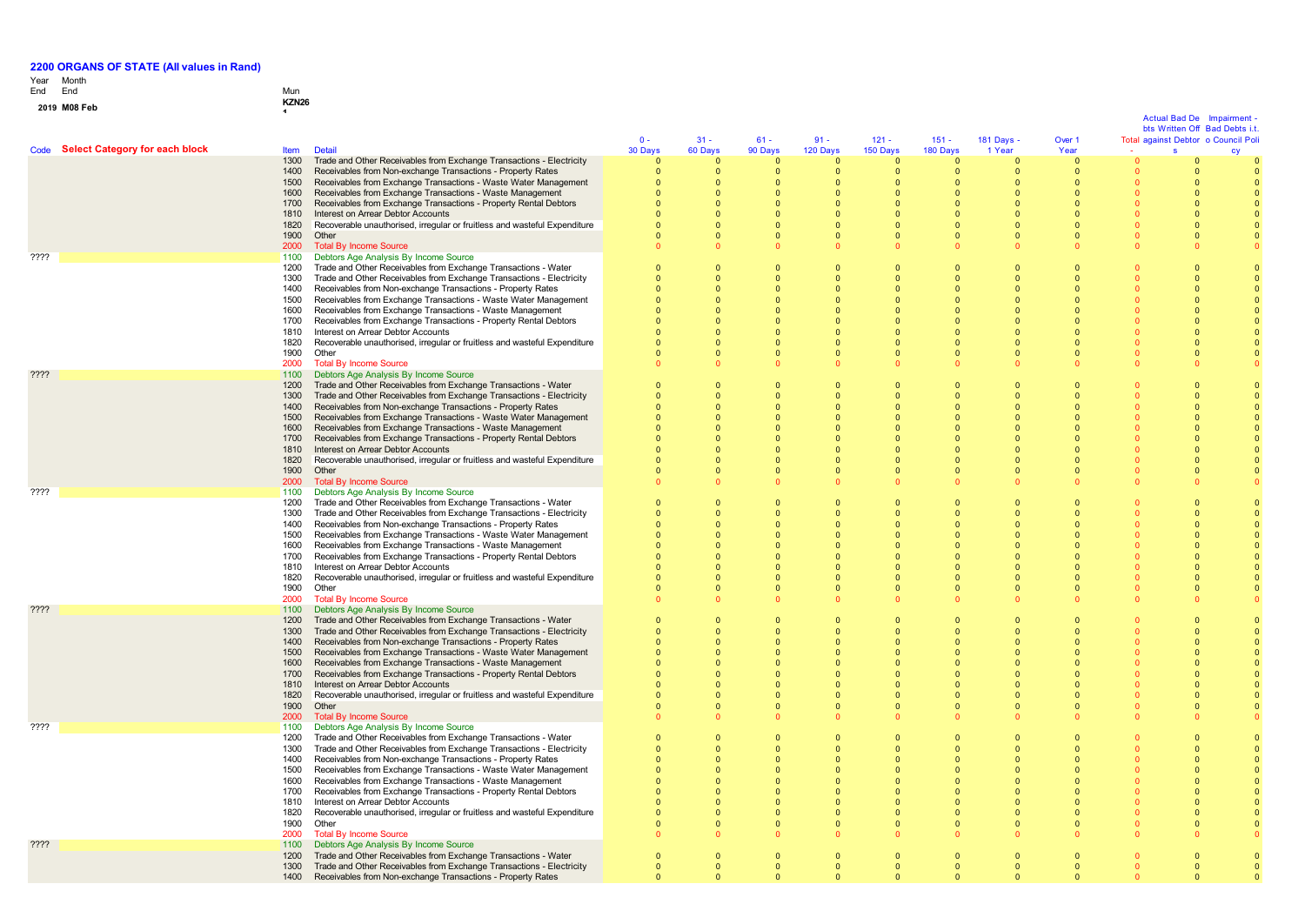# 2200 ORGANS OF STATE (All values in Rand)

| Year End | Month End | Mun |
|---|---|---|
| 2019 | M08 Feb | KZN26 |

| Code | Select Category for each block | Item | Detail | 0 - 30 Days | 31 - 60 Days | 61 - 90 Days | 91 - 120 Days | 121 - 150 Days | 151 - 180 Days | 181 Days - 1 Year | Over 1 Year | Total | Actual Bad Debts Written Off against Debtors | Impairment - Bad Debts i.t.o Council Policy |
|---|---|---|---|---|---|---|---|---|---|---|---|---|---|---|
| | | 1300 | Trade and Other Receivables from Exchange Transactions - Electricity | 0 | 0 | 0 | 0 | 0 | 0 | 0 | 0 | 0 | 0 | 0 |
| | | 1400 | Receivables from Non-exchange Transactions - Property Rates | 0 | 0 | 0 | 0 | 0 | 0 | 0 | 0 | 0 | 0 | 0 |
| | | 1500 | Receivables from Exchange Transactions - Waste Water Management | 0 | 0 | 0 | 0 | 0 | 0 | 0 | 0 | 0 | 0 | 0 |
| | | 1600 | Receivables from Exchange Transactions - Waste Management | 0 | 0 | 0 | 0 | 0 | 0 | 0 | 0 | 0 | 0 | 0 |
| | | 1700 | Receivables from Exchange Transactions - Property Rental Debtors | 0 | 0 | 0 | 0 | 0 | 0 | 0 | 0 | 0 | 0 | 0 |
| | | 1810 | Interest on Arrear Debtor Accounts | 0 | 0 | 0 | 0 | 0 | 0 | 0 | 0 | 0 | 0 | 0 |
| | | 1820 | Recoverable unauthorised, irregular or fruitless and wasteful Expenditure | 0 | 0 | 0 | 0 | 0 | 0 | 0 | 0 | 0 | 0 | 0 |
| | | 1900 | Other | 0 | 0 | 0 | 0 | 0 | 0 | 0 | 0 | 0 | 0 | 0 |
| | | 2000 | Total By Income Source | 0 | 0 | 0 | 0 | 0 | 0 | 0 | 0 | 0 | 0 | 0 |
| ???? | | 1100 | Debtors Age Analysis By Income Source | | | | | | | | | | | |
| | | 1200 | Trade and Other Receivables from Exchange Transactions - Water | 0 | 0 | 0 | 0 | 0 | 0 | 0 | 0 | 0 | 0 | 0 |
| | | 1300 | Trade and Other Receivables from Exchange Transactions - Electricity | 0 | 0 | 0 | 0 | 0 | 0 | 0 | 0 | 0 | 0 | 0 |
| | | 1400 | Receivables from Non-exchange Transactions - Property Rates | 0 | 0 | 0 | 0 | 0 | 0 | 0 | 0 | 0 | 0 | 0 |
| | | 1500 | Receivables from Exchange Transactions - Waste Water Management | 0 | 0 | 0 | 0 | 0 | 0 | 0 | 0 | 0 | 0 | 0 |
| | | 1600 | Receivables from Exchange Transactions - Waste Management | 0 | 0 | 0 | 0 | 0 | 0 | 0 | 0 | 0 | 0 | 0 |
| | | 1700 | Receivables from Exchange Transactions - Property Rental Debtors | 0 | 0 | 0 | 0 | 0 | 0 | 0 | 0 | 0 | 0 | 0 |
| | | 1810 | Interest on Arrear Debtor Accounts | 0 | 0 | 0 | 0 | 0 | 0 | 0 | 0 | 0 | 0 | 0 |
| | | 1820 | Recoverable unauthorised, irregular or fruitless and wasteful Expenditure | 0 | 0 | 0 | 0 | 0 | 0 | 0 | 0 | 0 | 0 | 0 |
| | | 1900 | Other | 0 | 0 | 0 | 0 | 0 | 0 | 0 | 0 | 0 | 0 | 0 |
| | | 2000 | Total By Income Source | 0 | 0 | 0 | 0 | 0 | 0 | 0 | 0 | 0 | 0 | 0 |
| ???? | | 1100 | Debtors Age Analysis By Income Source | | | | | | | | | | | |
| | | 1200 | Trade and Other Receivables from Exchange Transactions - Water | 0 | 0 | 0 | 0 | 0 | 0 | 0 | 0 | 0 | 0 | 0 |
| | | 1300 | Trade and Other Receivables from Exchange Transactions - Electricity | 0 | 0 | 0 | 0 | 0 | 0 | 0 | 0 | 0 | 0 | 0 |
| | | 1400 | Receivables from Non-exchange Transactions - Property Rates | 0 | 0 | 0 | 0 | 0 | 0 | 0 | 0 | 0 | 0 | 0 |
| | | 1500 | Receivables from Exchange Transactions - Waste Water Management | 0 | 0 | 0 | 0 | 0 | 0 | 0 | 0 | 0 | 0 | 0 |
| | | 1600 | Receivables from Exchange Transactions - Waste Management | 0 | 0 | 0 | 0 | 0 | 0 | 0 | 0 | 0 | 0 | 0 |
| | | 1700 | Receivables from Exchange Transactions - Property Rental Debtors | 0 | 0 | 0 | 0 | 0 | 0 | 0 | 0 | 0 | 0 | 0 |
| | | 1810 | Interest on Arrear Debtor Accounts | 0 | 0 | 0 | 0 | 0 | 0 | 0 | 0 | 0 | 0 | 0 |
| | | 1820 | Recoverable unauthorised, irregular or fruitless and wasteful Expenditure | 0 | 0 | 0 | 0 | 0 | 0 | 0 | 0 | 0 | 0 | 0 |
| | | 1900 | Other | 0 | 0 | 0 | 0 | 0 | 0 | 0 | 0 | 0 | 0 | 0 |
| | | 2000 | Total By Income Source | 0 | 0 | 0 | 0 | 0 | 0 | 0 | 0 | 0 | 0 | 0 |
| ???? | | 1100 | Debtors Age Analysis By Income Source | | | | | | | | | | | |
| | | 1200 | Trade and Other Receivables from Exchange Transactions - Water | 0 | 0 | 0 | 0 | 0 | 0 | 0 | 0 | 0 | 0 | 0 |
| | | 1300 | Trade and Other Receivables from Exchange Transactions - Electricity | 0 | 0 | 0 | 0 | 0 | 0 | 0 | 0 | 0 | 0 | 0 |
| | | 1400 | Receivables from Non-exchange Transactions - Property Rates | 0 | 0 | 0 | 0 | 0 | 0 | 0 | 0 | 0 | 0 | 0 |
| | | 1500 | Receivables from Exchange Transactions - Waste Water Management | 0 | 0 | 0 | 0 | 0 | 0 | 0 | 0 | 0 | 0 | 0 |
| | | 1600 | Receivables from Exchange Transactions - Waste Management | 0 | 0 | 0 | 0 | 0 | 0 | 0 | 0 | 0 | 0 | 0 |
| | | 1700 | Receivables from Exchange Transactions - Property Rental Debtors | 0 | 0 | 0 | 0 | 0 | 0 | 0 | 0 | 0 | 0 | 0 |
| | | 1810 | Interest on Arrear Debtor Accounts | 0 | 0 | 0 | 0 | 0 | 0 | 0 | 0 | 0 | 0 | 0 |
| | | 1820 | Recoverable unauthorised, irregular or fruitless and wasteful Expenditure | 0 | 0 | 0 | 0 | 0 | 0 | 0 | 0 | 0 | 0 | 0 |
| | | 1900 | Other | 0 | 0 | 0 | 0 | 0 | 0 | 0 | 0 | 0 | 0 | 0 |
| | | 2000 | Total By Income Source | 0 | 0 | 0 | 0 | 0 | 0 | 0 | 0 | 0 | 0 | 0 |
| ???? | | 1100 | Debtors Age Analysis By Income Source | | | | | | | | | | | |
| | | 1200 | Trade and Other Receivables from Exchange Transactions - Water | 0 | 0 | 0 | 0 | 0 | 0 | 0 | 0 | 0 | 0 | 0 |
| | | 1300 | Trade and Other Receivables from Exchange Transactions - Electricity | 0 | 0 | 0 | 0 | 0 | 0 | 0 | 0 | 0 | 0 | 0 |
| | | 1400 | Receivables from Non-exchange Transactions - Property Rates | 0 | 0 | 0 | 0 | 0 | 0 | 0 | 0 | 0 | 0 | 0 |
| | | 1500 | Receivables from Exchange Transactions - Waste Water Management | 0 | 0 | 0 | 0 | 0 | 0 | 0 | 0 | 0 | 0 | 0 |
| | | 1600 | Receivables from Exchange Transactions - Waste Management | 0 | 0 | 0 | 0 | 0 | 0 | 0 | 0 | 0 | 0 | 0 |
| | | 1700 | Receivables from Exchange Transactions - Property Rental Debtors | 0 | 0 | 0 | 0 | 0 | 0 | 0 | 0 | 0 | 0 | 0 |
| | | 1810 | Interest on Arrear Debtor Accounts | 0 | 0 | 0 | 0 | 0 | 0 | 0 | 0 | 0 | 0 | 0 |
| | | 1820 | Recoverable unauthorised, irregular or fruitless and wasteful Expenditure | 0 | 0 | 0 | 0 | 0 | 0 | 0 | 0 | 0 | 0 | 0 |
| | | 1900 | Other | 0 | 0 | 0 | 0 | 0 | 0 | 0 | 0 | 0 | 0 | 0 |
| | | 2000 | Total By Income Source | 0 | 0 | 0 | 0 | 0 | 0 | 0 | 0 | 0 | 0 | 0 |
| ???? | | 1100 | Debtors Age Analysis By Income Source | | | | | | | | | | | |
| | | 1200 | Trade and Other Receivables from Exchange Transactions - Water | 0 | 0 | 0 | 0 | 0 | 0 | 0 | 0 | 0 | 0 | 0 |
| | | 1300 | Trade and Other Receivables from Exchange Transactions - Electricity | 0 | 0 | 0 | 0 | 0 | 0 | 0 | 0 | 0 | 0 | 0 |
| | | 1400 | Receivables from Non-exchange Transactions - Property Rates | 0 | 0 | 0 | 0 | 0 | 0 | 0 | 0 | 0 | 0 | 0 |
| | | 1500 | Receivables from Exchange Transactions - Waste Water Management | 0 | 0 | 0 | 0 | 0 | 0 | 0 | 0 | 0 | 0 | 0 |
| | | 1600 | Receivables from Exchange Transactions - Waste Management | 0 | 0 | 0 | 0 | 0 | 0 | 0 | 0 | 0 | 0 | 0 |
| | | 1700 | Receivables from Exchange Transactions - Property Rental Debtors | 0 | 0 | 0 | 0 | 0 | 0 | 0 | 0 | 0 | 0 | 0 |
| | | 1810 | Interest on Arrear Debtor Accounts | 0 | 0 | 0 | 0 | 0 | 0 | 0 | 0 | 0 | 0 | 0 |
| | | 1820 | Recoverable unauthorised, irregular or fruitless and wasteful Expenditure | 0 | 0 | 0 | 0 | 0 | 0 | 0 | 0 | 0 | 0 | 0 |
| | | 1900 | Other | 0 | 0 | 0 | 0 | 0 | 0 | 0 | 0 | 0 | 0 | 0 |
| | | 2000 | Total By Income Source | 0 | 0 | 0 | 0 | 0 | 0 | 0 | 0 | 0 | 0 | 0 |
| ???? | | 1100 | Debtors Age Analysis By Income Source | | | | | | | | | | | |
| | | 1200 | Trade and Other Receivables from Exchange Transactions - Water | 0 | 0 | 0 | 0 | 0 | 0 | 0 | 0 | 0 | 0 | 0 |
| | | 1300 | Trade and Other Receivables from Exchange Transactions - Electricity | 0 | 0 | 0 | 0 | 0 | 0 | 0 | 0 | 0 | 0 | 0 |
| | | 1400 | Receivables from Non-exchange Transactions - Property Rates | 0 | 0 | 0 | 0 | 0 | 0 | 0 | 0 | 0 | 0 | 0 |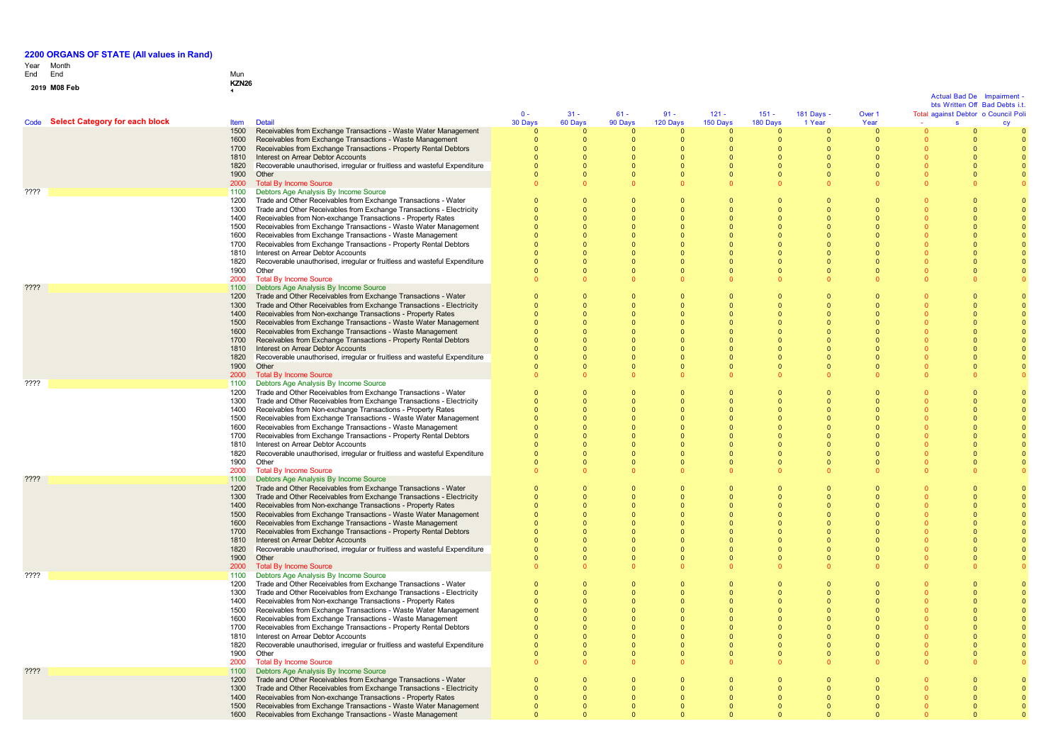# 2200 ORGANS OF STATE (All values in Rand)

| Year End | Month End | Mun |
|---|---|---|
| 2019 | M08 Feb | KZN26 1 |

| Code | Select Category for each block | Item | Detail | 0 - 30 Days | 31 - 60 Days | 61 - 90 Days | 91 - 120 Days | 121 - 150 Days | 151 - 180 Days | 181 Days - 1 Year | Over 1 Year | Total - | Actual Bad Debts Written Off against Debtors | Impairment - Bad Debts i.t.o Council Policy |
|---|---|---|---|---|---|---|---|---|---|---|---|---|---|---|
| | | 1500 | Receivables from Exchange Transactions - Waste Water Management | 0 | 0 | 0 | 0 | 0 | 0 | 0 | 0 | 0 | 0 | 0 |
| | | 1600 | Receivables from Exchange Transactions - Waste Management | 0 | 0 | 0 | 0 | 0 | 0 | 0 | 0 | 0 | 0 | 0 |
| | | 1700 | Receivables from Exchange Transactions - Property Rental Debtors | 0 | 0 | 0 | 0 | 0 | 0 | 0 | 0 | 0 | 0 | 0 |
| | | 1810 | Interest on Arrear Debtor Accounts | 0 | 0 | 0 | 0 | 0 | 0 | 0 | 0 | 0 | 0 | 0 |
| | | 1820 | Recoverable unauthorised, irregular or fruitless and wasteful Expenditure | 0 | 0 | 0 | 0 | 0 | 0 | 0 | 0 | 0 | 0 | 0 |
| | | 1900 | Other | 0 | 0 | 0 | 0 | 0 | 0 | 0 | 0 | 0 | 0 | 0 |
| | | 2000 | Total By Income Source | 0 | 0 | 0 | 0 | 0 | 0 | 0 | 0 | 0 | 0 | 0 |
| ???? | | 1100 | Debtors Age Analysis By Income Source | | | | | | | | | | | |
| | | 1200 | Trade and Other Receivables from Exchange Transactions - Water | 0 | 0 | 0 | 0 | 0 | 0 | 0 | 0 | 0 | 0 | 0 |
| | | 1300 | Trade and Other Receivables from Exchange Transactions - Electricity | 0 | 0 | 0 | 0 | 0 | 0 | 0 | 0 | 0 | 0 | 0 |
| | | 1400 | Receivables from Non-exchange Transactions - Property Rates | 0 | 0 | 0 | 0 | 0 | 0 | 0 | 0 | 0 | 0 | 0 |
| | | 1500 | Receivables from Exchange Transactions - Waste Water Management | 0 | 0 | 0 | 0 | 0 | 0 | 0 | 0 | 0 | 0 | 0 |
| | | 1600 | Receivables from Exchange Transactions - Waste Management | 0 | 0 | 0 | 0 | 0 | 0 | 0 | 0 | 0 | 0 | 0 |
| | | 1700 | Receivables from Exchange Transactions - Property Rental Debtors | 0 | 0 | 0 | 0 | 0 | 0 | 0 | 0 | 0 | 0 | 0 |
| | | 1810 | Interest on Arrear Debtor Accounts | 0 | 0 | 0 | 0 | 0 | 0 | 0 | 0 | 0 | 0 | 0 |
| | | 1820 | Recoverable unauthorised, irregular or fruitless and wasteful Expenditure | 0 | 0 | 0 | 0 | 0 | 0 | 0 | 0 | 0 | 0 | 0 |
| | | 1900 | Other | 0 | 0 | 0 | 0 | 0 | 0 | 0 | 0 | 0 | 0 | 0 |
| | | 2000 | Total By Income Source | 0 | 0 | 0 | 0 | 0 | 0 | 0 | 0 | 0 | 0 | 0 |
| ???? | | 1100 | Debtors Age Analysis By Income Source | | | | | | | | | | | |
| | | 1200 | Trade and Other Receivables from Exchange Transactions - Water | 0 | 0 | 0 | 0 | 0 | 0 | 0 | 0 | 0 | 0 | 0 |
| | | 1300 | Trade and Other Receivables from Exchange Transactions - Electricity | 0 | 0 | 0 | 0 | 0 | 0 | 0 | 0 | 0 | 0 | 0 |
| | | 1400 | Receivables from Non-exchange Transactions - Property Rates | 0 | 0 | 0 | 0 | 0 | 0 | 0 | 0 | 0 | 0 | 0 |
| | | 1500 | Receivables from Exchange Transactions - Waste Water Management | 0 | 0 | 0 | 0 | 0 | 0 | 0 | 0 | 0 | 0 | 0 |
| | | 1600 | Receivables from Exchange Transactions - Waste Management | 0 | 0 | 0 | 0 | 0 | 0 | 0 | 0 | 0 | 0 | 0 |
| | | 1700 | Receivables from Exchange Transactions - Property Rental Debtors | 0 | 0 | 0 | 0 | 0 | 0 | 0 | 0 | 0 | 0 | 0 |
| | | 1810 | Interest on Arrear Debtor Accounts | 0 | 0 | 0 | 0 | 0 | 0 | 0 | 0 | 0 | 0 | 0 |
| | | 1820 | Recoverable unauthorised, irregular or fruitless and wasteful Expenditure | 0 | 0 | 0 | 0 | 0 | 0 | 0 | 0 | 0 | 0 | 0 |
| | | 1900 | Other | 0 | 0 | 0 | 0 | 0 | 0 | 0 | 0 | 0 | 0 | 0 |
| | | 2000 | Total By Income Source | 0 | 0 | 0 | 0 | 0 | 0 | 0 | 0 | 0 | 0 | 0 |
| ???? | | 1100 | Debtors Age Analysis By Income Source | | | | | | | | | | | |
| | | 1200 | Trade and Other Receivables from Exchange Transactions - Water | 0 | 0 | 0 | 0 | 0 | 0 | 0 | 0 | 0 | 0 | 0 |
| | | 1300 | Trade and Other Receivables from Exchange Transactions - Electricity | 0 | 0 | 0 | 0 | 0 | 0 | 0 | 0 | 0 | 0 | 0 |
| | | 1400 | Receivables from Non-exchange Transactions - Property Rates | 0 | 0 | 0 | 0 | 0 | 0 | 0 | 0 | 0 | 0 | 0 |
| | | 1500 | Receivables from Exchange Transactions - Waste Water Management | 0 | 0 | 0 | 0 | 0 | 0 | 0 | 0 | 0 | 0 | 0 |
| | | 1600 | Receivables from Exchange Transactions - Waste Management | 0 | 0 | 0 | 0 | 0 | 0 | 0 | 0 | 0 | 0 | 0 |
| | | 1700 | Receivables from Exchange Transactions - Property Rental Debtors | 0 | 0 | 0 | 0 | 0 | 0 | 0 | 0 | 0 | 0 | 0 |
| | | 1810 | Interest on Arrear Debtor Accounts | 0 | 0 | 0 | 0 | 0 | 0 | 0 | 0 | 0 | 0 | 0 |
| | | 1820 | Recoverable unauthorised, irregular or fruitless and wasteful Expenditure | 0 | 0 | 0 | 0 | 0 | 0 | 0 | 0 | 0 | 0 | 0 |
| | | 1900 | Other | 0 | 0 | 0 | 0 | 0 | 0 | 0 | 0 | 0 | 0 | 0 |
| | | 2000 | Total By Income Source | 0 | 0 | 0 | 0 | 0 | 0 | 0 | 0 | 0 | 0 | 0 |
| ???? | | 1100 | Debtors Age Analysis By Income Source | | | | | | | | | | | |
| | | 1200 | Trade and Other Receivables from Exchange Transactions - Water | 0 | 0 | 0 | 0 | 0 | 0 | 0 | 0 | 0 | 0 | 0 |
| | | 1300 | Trade and Other Receivables from Exchange Transactions - Electricity | 0 | 0 | 0 | 0 | 0 | 0 | 0 | 0 | 0 | 0 | 0 |
| | | 1400 | Receivables from Non-exchange Transactions - Property Rates | 0 | 0 | 0 | 0 | 0 | 0 | 0 | 0 | 0 | 0 | 0 |
| | | 1500 | Receivables from Exchange Transactions - Waste Water Management | 0 | 0 | 0 | 0 | 0 | 0 | 0 | 0 | 0 | 0 | 0 |
| | | 1600 | Receivables from Exchange Transactions - Waste Management | 0 | 0 | 0 | 0 | 0 | 0 | 0 | 0 | 0 | 0 | 0 |
| | | 1700 | Receivables from Exchange Transactions - Property Rental Debtors | 0 | 0 | 0 | 0 | 0 | 0 | 0 | 0 | 0 | 0 | 0 |
| | | 1810 | Interest on Arrear Debtor Accounts | 0 | 0 | 0 | 0 | 0 | 0 | 0 | 0 | 0 | 0 | 0 |
| | | 1820 | Recoverable unauthorised, irregular or fruitless and wasteful Expenditure | 0 | 0 | 0 | 0 | 0 | 0 | 0 | 0 | 0 | 0 | 0 |
| | | 1900 | Other | 0 | 0 | 0 | 0 | 0 | 0 | 0 | 0 | 0 | 0 | 0 |
| | | 2000 | Total By Income Source | 0 | 0 | 0 | 0 | 0 | 0 | 0 | 0 | 0 | 0 | 0 |
| ???? | | 1100 | Debtors Age Analysis By Income Source | | | | | | | | | | | |
| | | 1200 | Trade and Other Receivables from Exchange Transactions - Water | 0 | 0 | 0 | 0 | 0 | 0 | 0 | 0 | 0 | 0 | 0 |
| | | 1300 | Trade and Other Receivables from Exchange Transactions - Electricity | 0 | 0 | 0 | 0 | 0 | 0 | 0 | 0 | 0 | 0 | 0 |
| | | 1400 | Receivables from Non-exchange Transactions - Property Rates | 0 | 0 | 0 | 0 | 0 | 0 | 0 | 0 | 0 | 0 | 0 |
| | | 1500 | Receivables from Exchange Transactions - Waste Water Management | 0 | 0 | 0 | 0 | 0 | 0 | 0 | 0 | 0 | 0 | 0 |
| | | 1600 | Receivables from Exchange Transactions - Waste Management | 0 | 0 | 0 | 0 | 0 | 0 | 0 | 0 | 0 | 0 | 0 |
| | | 1700 | Receivables from Exchange Transactions - Property Rental Debtors | 0 | 0 | 0 | 0 | 0 | 0 | 0 | 0 | 0 | 0 | 0 |
| | | 1810 | Interest on Arrear Debtor Accounts | 0 | 0 | 0 | 0 | 0 | 0 | 0 | 0 | 0 | 0 | 0 |
| | | 1820 | Recoverable unauthorised, irregular or fruitless and wasteful Expenditure | 0 | 0 | 0 | 0 | 0 | 0 | 0 | 0 | 0 | 0 | 0 |
| | | 1900 | Other | 0 | 0 | 0 | 0 | 0 | 0 | 0 | 0 | 0 | 0 | 0 |
| | | 2000 | Total By Income Source | 0 | 0 | 0 | 0 | 0 | 0 | 0 | 0 | 0 | 0 | 0 |
| ???? | | 1100 | Debtors Age Analysis By Income Source | | | | | | | | | | | |
| | | 1200 | Trade and Other Receivables from Exchange Transactions - Water | 0 | 0 | 0 | 0 | 0 | 0 | 0 | 0 | 0 | 0 | 0 |
| | | 1300 | Trade and Other Receivables from Exchange Transactions - Electricity | 0 | 0 | 0 | 0 | 0 | 0 | 0 | 0 | 0 | 0 | 0 |
| | | 1400 | Receivables from Non-exchange Transactions - Property Rates | 0 | 0 | 0 | 0 | 0 | 0 | 0 | 0 | 0 | 0 | 0 |
| | | 1500 | Receivables from Exchange Transactions - Waste Water Management | 0 | 0 | 0 | 0 | 0 | 0 | 0 | 0 | 0 | 0 | 0 |
| | | 1600 | Receivables from Exchange Transactions - Waste Management | 0 | 0 | 0 | 0 | 0 | 0 | 0 | 0 | 0 | 0 | 0 |
| | | 1700 | Receivables from Exchange Transactions - Property Rental Debtors | 0 | 0 | 0 | 0 | 0 | 0 | 0 | 0 | 0 | 0 | 0 |
| | | 1810 | Interest on Arrear Debtor Accounts | 0 | 0 | 0 | 0 | 0 | 0 | 0 | 0 | 0 | 0 | 0 |
| | | 1820 | Recoverable unauthorised, irregular or fruitless and wasteful Expenditure | 0 | 0 | 0 | 0 | 0 | 0 | 0 | 0 | 0 | 0 | 0 |
| | | 1900 | Other | 0 | 0 | 0 | 0 | 0 | 0 | 0 | 0 | 0 | 0 | 0 |
| | | 2000 | Total By Income Source | 0 | 0 | 0 | 0 | 0 | 0 | 0 | 0 | 0 | 0 | 0 |
| ???? | | 1100 | Debtors Age Analysis By Income Source | | | | | | | | | | | |
| | | 1200 | Trade and Other Receivables from Exchange Transactions - Water | 0 | 0 | 0 | 0 | 0 | 0 | 0 | 0 | 0 | 0 | 0 |
| | | 1300 | Trade and Other Receivables from Exchange Transactions - Electricity | 0 | 0 | 0 | 0 | 0 | 0 | 0 | 0 | 0 | 0 | 0 |
| | | 1400 | Receivables from Non-exchange Transactions - Property Rates | 0 | 0 | 0 | 0 | 0 | 0 | 0 | 0 | 0 | 0 | 0 |
| | | 1500 | Receivables from Exchange Transactions - Waste Water Management | 0 | 0 | 0 | 0 | 0 | 0 | 0 | 0 | 0 | 0 | 0 |
| | | 1600 | Receivables from Exchange Transactions - Waste Management | 0 | 0 | 0 | 0 | 0 | 0 | 0 | 0 | 0 | 0 | 0 |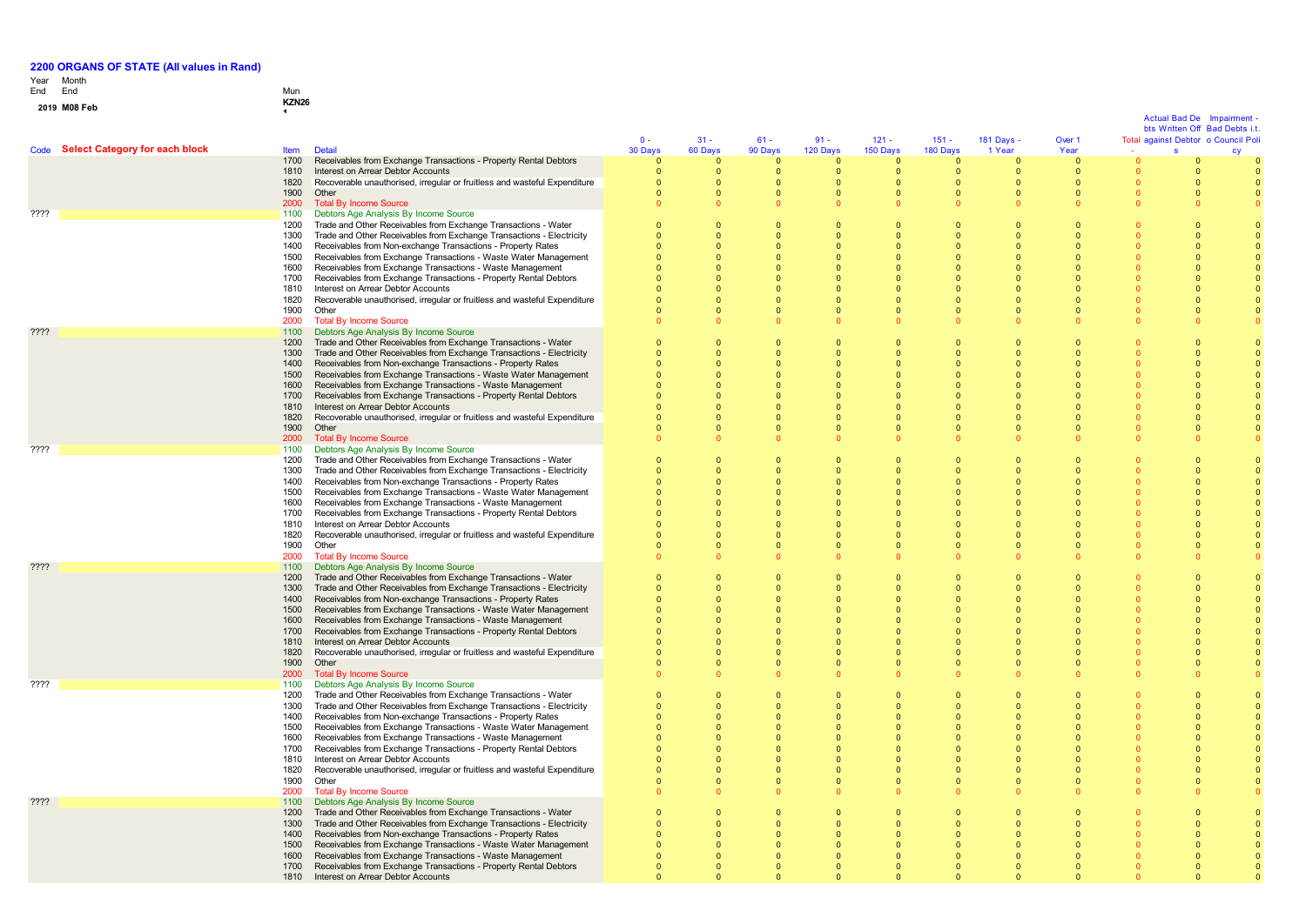**2200 ORGANS OF STATE (All values in Rand)**

Year End: 2019
Month End: M08 Feb
Mun: KZN26

| Code | Select Category for each block | Item | Detail | 0 - 30 Days | 31 - 60 Days | 61 - 90 Days | 91 - 120 Days | 121 - 150 Days | 151 - 180 Days | 181 Days - 1 Year | Over 1 Year | Total | Actual Bad Debts Written Off against Debtors | Impairment - Bad Debts i.t.o Council Policy |
|---|---|---|---|---|---|---|---|---|---|---|---|---|---|---|
| | | 1700 | Receivables from Exchange Transactions - Property Rental Debtors | 0 | 0 | 0 | 0 | 0 | 0 | 0 | 0 | 0 | 0 | 0 |
| | | 1810 | Interest on Arrear Debtor Accounts | 0 | 0 | 0 | 0 | 0 | 0 | 0 | 0 | 0 | 0 | 0 |
| | | 1820 | Recoverable unauthorised, irregular or fruitless and wasteful Expenditure | 0 | 0 | 0 | 0 | 0 | 0 | 0 | 0 | 0 | 0 | 0 |
| | | 1900 | Other | 0 | 0 | 0 | 0 | 0 | 0 | 0 | 0 | 0 | 0 | 0 |
| | | 2000 | Total By Income Source | 0 | 0 | 0 | 0 | 0 | 0 | 0 | 0 | 0 | 0 | 0 |
| ???? | | 1100 | Debtors Age Analysis By Income Source | | | | | | | | | | | |
| | | 1200 | Trade and Other Receivables from Exchange Transactions - Water | 0 | 0 | 0 | 0 | 0 | 0 | 0 | 0 | 0 | 0 | 0 |
| | | 1300 | Trade and Other Receivables from Exchange Transactions - Electricity | 0 | 0 | 0 | 0 | 0 | 0 | 0 | 0 | 0 | 0 | 0 |
| | | 1400 | Receivables from Non-exchange Transactions - Property Rates | 0 | 0 | 0 | 0 | 0 | 0 | 0 | 0 | 0 | 0 | 0 |
| | | 1500 | Receivables from Exchange Transactions - Waste Water Management | 0 | 0 | 0 | 0 | 0 | 0 | 0 | 0 | 0 | 0 | 0 |
| | | 1600 | Receivables from Exchange Transactions - Waste Management | 0 | 0 | 0 | 0 | 0 | 0 | 0 | 0 | 0 | 0 | 0 |
| | | 1700 | Receivables from Exchange Transactions - Property Rental Debtors | 0 | 0 | 0 | 0 | 0 | 0 | 0 | 0 | 0 | 0 | 0 |
| | | 1810 | Interest on Arrear Debtor Accounts | 0 | 0 | 0 | 0 | 0 | 0 | 0 | 0 | 0 | 0 | 0 |
| | | 1820 | Recoverable unauthorised, irregular or fruitless and wasteful Expenditure | 0 | 0 | 0 | 0 | 0 | 0 | 0 | 0 | 0 | 0 | 0 |
| | | 1900 | Other | 0 | 0 | 0 | 0 | 0 | 0 | 0 | 0 | 0 | 0 | 0 |
| | | 2000 | Total By Income Source | 0 | 0 | 0 | 0 | 0 | 0 | 0 | 0 | 0 | 0 | 0 |
| ???? | | 1100 | Debtors Age Analysis By Income Source | | | | | | | | | | | |
| | | 1200 | Trade and Other Receivables from Exchange Transactions - Water | 0 | 0 | 0 | 0 | 0 | 0 | 0 | 0 | 0 | 0 | 0 |
| | | 1300 | Trade and Other Receivables from Exchange Transactions - Electricity | 0 | 0 | 0 | 0 | 0 | 0 | 0 | 0 | 0 | 0 | 0 |
| | | 1400 | Receivables from Non-exchange Transactions - Property Rates | 0 | 0 | 0 | 0 | 0 | 0 | 0 | 0 | 0 | 0 | 0 |
| | | 1500 | Receivables from Exchange Transactions - Waste Water Management | 0 | 0 | 0 | 0 | 0 | 0 | 0 | 0 | 0 | 0 | 0 |
| | | 1600 | Receivables from Exchange Transactions - Waste Management | 0 | 0 | 0 | 0 | 0 | 0 | 0 | 0 | 0 | 0 | 0 |
| | | 1700 | Receivables from Exchange Transactions - Property Rental Debtors | 0 | 0 | 0 | 0 | 0 | 0 | 0 | 0 | 0 | 0 | 0 |
| | | 1810 | Interest on Arrear Debtor Accounts | 0 | 0 | 0 | 0 | 0 | 0 | 0 | 0 | 0 | 0 | 0 |
| | | 1820 | Recoverable unauthorised, irregular or fruitless and wasteful Expenditure | 0 | 0 | 0 | 0 | 0 | 0 | 0 | 0 | 0 | 0 | 0 |
| | | 1900 | Other | 0 | 0 | 0 | 0 | 0 | 0 | 0 | 0 | 0 | 0 | 0 |
| | | 2000 | Total By Income Source | 0 | 0 | 0 | 0 | 0 | 0 | 0 | 0 | 0 | 0 | 0 |
| ???? | | 1100 | Debtors Age Analysis By Income Source | | | | | | | | | | | |
| | | 1200 | Trade and Other Receivables from Exchange Transactions - Water | 0 | 0 | 0 | 0 | 0 | 0 | 0 | 0 | 0 | 0 | 0 |
| | | 1300 | Trade and Other Receivables from Exchange Transactions - Electricity | 0 | 0 | 0 | 0 | 0 | 0 | 0 | 0 | 0 | 0 | 0 |
| | | 1400 | Receivables from Non-exchange Transactions - Property Rates | 0 | 0 | 0 | 0 | 0 | 0 | 0 | 0 | 0 | 0 | 0 |
| | | 1500 | Receivables from Exchange Transactions - Waste Water Management | 0 | 0 | 0 | 0 | 0 | 0 | 0 | 0 | 0 | 0 | 0 |
| | | 1600 | Receivables from Exchange Transactions - Waste Management | 0 | 0 | 0 | 0 | 0 | 0 | 0 | 0 | 0 | 0 | 0 |
| | | 1700 | Receivables from Exchange Transactions - Property Rental Debtors | 0 | 0 | 0 | 0 | 0 | 0 | 0 | 0 | 0 | 0 | 0 |
| | | 1810 | Interest on Arrear Debtor Accounts | 0 | 0 | 0 | 0 | 0 | 0 | 0 | 0 | 0 | 0 | 0 |
| | | 1820 | Recoverable unauthorised, irregular or fruitless and wasteful Expenditure | 0 | 0 | 0 | 0 | 0 | 0 | 0 | 0 | 0 | 0 | 0 |
| | | 1900 | Other | 0 | 0 | 0 | 0 | 0 | 0 | 0 | 0 | 0 | 0 | 0 |
| | | 2000 | Total By Income Source | 0 | 0 | 0 | 0 | 0 | 0 | 0 | 0 | 0 | 0 | 0 |
| ???? | | 1100 | Debtors Age Analysis By Income Source | | | | | | | | | | | |
| | | 1200 | Trade and Other Receivables from Exchange Transactions - Water | 0 | 0 | 0 | 0 | 0 | 0 | 0 | 0 | 0 | 0 | 0 |
| | | 1300 | Trade and Other Receivables from Exchange Transactions - Electricity | 0 | 0 | 0 | 0 | 0 | 0 | 0 | 0 | 0 | 0 | 0 |
| | | 1400 | Receivables from Non-exchange Transactions - Property Rates | 0 | 0 | 0 | 0 | 0 | 0 | 0 | 0 | 0 | 0 | 0 |
| | | 1500 | Receivables from Exchange Transactions - Waste Water Management | 0 | 0 | 0 | 0 | 0 | 0 | 0 | 0 | 0 | 0 | 0 |
| | | 1600 | Receivables from Exchange Transactions - Waste Management | 0 | 0 | 0 | 0 | 0 | 0 | 0 | 0 | 0 | 0 | 0 |
| | | 1700 | Receivables from Exchange Transactions - Property Rental Debtors | 0 | 0 | 0 | 0 | 0 | 0 | 0 | 0 | 0 | 0 | 0 |
| | | 1810 | Interest on Arrear Debtor Accounts | 0 | 0 | 0 | 0 | 0 | 0 | 0 | 0 | 0 | 0 | 0 |
| | | 1820 | Recoverable unauthorised, irregular or fruitless and wasteful Expenditure | 0 | 0 | 0 | 0 | 0 | 0 | 0 | 0 | 0 | 0 | 0 |
| | | 1900 | Other | 0 | 0 | 0 | 0 | 0 | 0 | 0 | 0 | 0 | 0 | 0 |
| | | 2000 | Total By Income Source | 0 | 0 | 0 | 0 | 0 | 0 | 0 | 0 | 0 | 0 | 0 |
| ???? | | 1100 | Debtors Age Analysis By Income Source | | | | | | | | | | | |
| | | 1200 | Trade and Other Receivables from Exchange Transactions - Water | 0 | 0 | 0 | 0 | 0 | 0 | 0 | 0 | 0 | 0 | 0 |
| | | 1300 | Trade and Other Receivables from Exchange Transactions - Electricity | 0 | 0 | 0 | 0 | 0 | 0 | 0 | 0 | 0 | 0 | 0 |
| | | 1400 | Receivables from Non-exchange Transactions - Property Rates | 0 | 0 | 0 | 0 | 0 | 0 | 0 | 0 | 0 | 0 | 0 |
| | | 1500 | Receivables from Exchange Transactions - Waste Water Management | 0 | 0 | 0 | 0 | 0 | 0 | 0 | 0 | 0 | 0 | 0 |
| | | 1600 | Receivables from Exchange Transactions - Waste Management | 0 | 0 | 0 | 0 | 0 | 0 | 0 | 0 | 0 | 0 | 0 |
| | | 1700 | Receivables from Exchange Transactions - Property Rental Debtors | 0 | 0 | 0 | 0 | 0 | 0 | 0 | 0 | 0 | 0 | 0 |
| | | 1810 | Interest on Arrear Debtor Accounts | 0 | 0 | 0 | 0 | 0 | 0 | 0 | 0 | 0 | 0 | 0 |
| | | 1820 | Recoverable unauthorised, irregular or fruitless and wasteful Expenditure | 0 | 0 | 0 | 0 | 0 | 0 | 0 | 0 | 0 | 0 | 0 |
| | | 1900 | Other | 0 | 0 | 0 | 0 | 0 | 0 | 0 | 0 | 0 | 0 | 0 |
| | | 2000 | Total By Income Source | 0 | 0 | 0 | 0 | 0 | 0 | 0 | 0 | 0 | 0 | 0 |
| ???? | | 1100 | Debtors Age Analysis By Income Source | | | | | | | | | | | |
| | | 1200 | Trade and Other Receivables from Exchange Transactions - Water | 0 | 0 | 0 | 0 | 0 | 0 | 0 | 0 | 0 | 0 | 0 |
| | | 1300 | Trade and Other Receivables from Exchange Transactions - Electricity | 0 | 0 | 0 | 0 | 0 | 0 | 0 | 0 | 0 | 0 | 0 |
| | | 1400 | Receivables from Non-exchange Transactions - Property Rates | 0 | 0 | 0 | 0 | 0 | 0 | 0 | 0 | 0 | 0 | 0 |
| | | 1500 | Receivables from Exchange Transactions - Waste Water Management | 0 | 0 | 0 | 0 | 0 | 0 | 0 | 0 | 0 | 0 | 0 |
| | | 1600 | Receivables from Exchange Transactions - Waste Management | 0 | 0 | 0 | 0 | 0 | 0 | 0 | 0 | 0 | 0 | 0 |
| | | 1700 | Receivables from Exchange Transactions - Property Rental Debtors | 0 | 0 | 0 | 0 | 0 | 0 | 0 | 0 | 0 | 0 | 0 |
| | | 1810 | Interest on Arrear Debtor Accounts | 0 | 0 | 0 | 0 | 0 | 0 | 0 | 0 | 0 | 0 | 0 |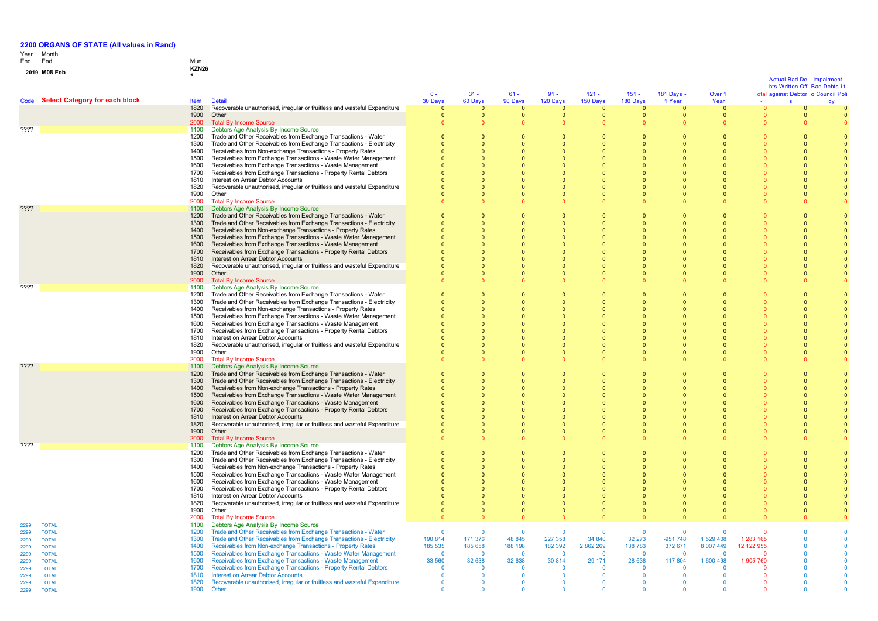## 2200 ORGANS OF STATE (All values in Rand)

Year End: 2019
Month End: M08 Feb
Mun: KZN26 1

| Code | Select Category for each block | Item | Detail | 0 - 30 Days | 31 - 60 Days | 61 - 90 Days | 91 - 120 Days | 121 - 150 Days | 151 - 180 Days | 181 Days - 1 Year | Over 1 Year | Total | Actual Bad Debts Written Off against Debtors | Impairment - Bad Debts i.t.o Council Policy |
|---|---|---|---|---|---|---|---|---|---|---|---|---|---|---|
| | | 1820 | Recoverable unauthorised, irregular or fruitless and wasteful Expenditure | 0 | 0 | 0 | 0 | 0 | 0 | 0 | 0 | 0 | 0 | 0 |
| | | 1900 | Other | 0 | 0 | 0 | 0 | 0 | 0 | 0 | 0 | 0 | 0 | 0 |
| | | 2000 | Total By Income Source | 0 | 0 | 0 | 0 | 0 | 0 | 0 | 0 | 0 | 0 | 0 |
| ???? | | 1100 | Debtors Age Analysis By Income Source | | | | | | | | | | | |
| | | 1200 | Trade and Other Receivables from Exchange Transactions - Water | 0 | 0 | 0 | 0 | 0 | 0 | 0 | 0 | 0 | 0 | 0 |
| | | 1300 | Trade and Other Receivables from Exchange Transactions - Electricity | 0 | 0 | 0 | 0 | 0 | 0 | 0 | 0 | 0 | 0 | 0 |
| | | 1400 | Receivables from Non-exchange Transactions - Property Rates | 0 | 0 | 0 | 0 | 0 | 0 | 0 | 0 | 0 | 0 | 0 |
| | | 1500 | Receivables from Exchange Transactions - Waste Water Management | 0 | 0 | 0 | 0 | 0 | 0 | 0 | 0 | 0 | 0 | 0 |
| | | 1600 | Receivables from Exchange Transactions - Waste Management | 0 | 0 | 0 | 0 | 0 | 0 | 0 | 0 | 0 | 0 | 0 |
| | | 1700 | Receivables from Exchange Transactions - Property Rental Debtors | 0 | 0 | 0 | 0 | 0 | 0 | 0 | 0 | 0 | 0 | 0 |
| | | 1810 | Interest on Arrear Debtor Accounts | 0 | 0 | 0 | 0 | 0 | 0 | 0 | 0 | 0 | 0 | 0 |
| | | 1820 | Recoverable unauthorised, irregular or fruitless and wasteful Expenditure | 0 | 0 | 0 | 0 | 0 | 0 | 0 | 0 | 0 | 0 | 0 |
| | | 1900 | Other | 0 | 0 | 0 | 0 | 0 | 0 | 0 | 0 | 0 | 0 | 0 |
| | | 2000 | Total By Income Source | 0 | 0 | 0 | 0 | 0 | 0 | 0 | 0 | 0 | 0 | 0 |
| ???? | | 1100 | Debtors Age Analysis By Income Source | | | | | | | | | | | |
| | | 1200 | Trade and Other Receivables from Exchange Transactions - Water | 0 | 0 | 0 | 0 | 0 | 0 | 0 | 0 | 0 | 0 | 0 |
| | | 1300 | Trade and Other Receivables from Exchange Transactions - Electricity | 0 | 0 | 0 | 0 | 0 | 0 | 0 | 0 | 0 | 0 | 0 |
| | | 1400 | Receivables from Non-exchange Transactions - Property Rates | 0 | 0 | 0 | 0 | 0 | 0 | 0 | 0 | 0 | 0 | 0 |
| | | 1500 | Receivables from Exchange Transactions - Waste Water Management | 0 | 0 | 0 | 0 | 0 | 0 | 0 | 0 | 0 | 0 | 0 |
| | | 1600 | Receivables from Exchange Transactions - Waste Management | 0 | 0 | 0 | 0 | 0 | 0 | 0 | 0 | 0 | 0 | 0 |
| | | 1700 | Receivables from Exchange Transactions - Property Rental Debtors | 0 | 0 | 0 | 0 | 0 | 0 | 0 | 0 | 0 | 0 | 0 |
| | | 1810 | Interest on Arrear Debtor Accounts | 0 | 0 | 0 | 0 | 0 | 0 | 0 | 0 | 0 | 0 | 0 |
| | | 1820 | Recoverable unauthorised, irregular or fruitless and wasteful Expenditure | 0 | 0 | 0 | 0 | 0 | 0 | 0 | 0 | 0 | 0 | 0 |
| | | 1900 | Other | 0 | 0 | 0 | 0 | 0 | 0 | 0 | 0 | 0 | 0 | 0 |
| | | 2000 | Total By Income Source | 0 | 0 | 0 | 0 | 0 | 0 | 0 | 0 | 0 | 0 | 0 |
| ???? | | 1100 | Debtors Age Analysis By Income Source | | | | | | | | | | | |
| | | 1200 | Trade and Other Receivables from Exchange Transactions - Water | 0 | 0 | 0 | 0 | 0 | 0 | 0 | 0 | 0 | 0 | 0 |
| | | 1300 | Trade and Other Receivables from Exchange Transactions - Electricity | 0 | 0 | 0 | 0 | 0 | 0 | 0 | 0 | 0 | 0 | 0 |
| | | 1400 | Receivables from Non-exchange Transactions - Property Rates | 0 | 0 | 0 | 0 | 0 | 0 | 0 | 0 | 0 | 0 | 0 |
| | | 1500 | Receivables from Exchange Transactions - Waste Water Management | 0 | 0 | 0 | 0 | 0 | 0 | 0 | 0 | 0 | 0 | 0 |
| | | 1600 | Receivables from Exchange Transactions - Waste Management | 0 | 0 | 0 | 0 | 0 | 0 | 0 | 0 | 0 | 0 | 0 |
| | | 1700 | Receivables from Exchange Transactions - Property Rental Debtors | 0 | 0 | 0 | 0 | 0 | 0 | 0 | 0 | 0 | 0 | 0 |
| | | 1810 | Interest on Arrear Debtor Accounts | 0 | 0 | 0 | 0 | 0 | 0 | 0 | 0 | 0 | 0 | 0 |
| | | 1820 | Recoverable unauthorised, irregular or fruitless and wasteful Expenditure | 0 | 0 | 0 | 0 | 0 | 0 | 0 | 0 | 0 | 0 | 0 |
| | | 1900 | Other | 0 | 0 | 0 | 0 | 0 | 0 | 0 | 0 | 0 | 0 | 0 |
| | | 2000 | Total By Income Source | 0 | 0 | 0 | 0 | 0 | 0 | 0 | 0 | 0 | 0 | 0 |
| ???? | | 1100 | Debtors Age Analysis By Income Source | | | | | | | | | | | |
| | | 1200 | Trade and Other Receivables from Exchange Transactions - Water | 0 | 0 | 0 | 0 | 0 | 0 | 0 | 0 | 0 | 0 | 0 |
| | | 1300 | Trade and Other Receivables from Exchange Transactions - Electricity | 0 | 0 | 0 | 0 | 0 | 0 | 0 | 0 | 0 | 0 | 0 |
| | | 1400 | Receivables from Non-exchange Transactions - Property Rates | 0 | 0 | 0 | 0 | 0 | 0 | 0 | 0 | 0 | 0 | 0 |
| | | 1500 | Receivables from Exchange Transactions - Waste Water Management | 0 | 0 | 0 | 0 | 0 | 0 | 0 | 0 | 0 | 0 | 0 |
| | | 1600 | Receivables from Exchange Transactions - Waste Management | 0 | 0 | 0 | 0 | 0 | 0 | 0 | 0 | 0 | 0 | 0 |
| | | 1700 | Receivables from Exchange Transactions - Property Rental Debtors | 0 | 0 | 0 | 0 | 0 | 0 | 0 | 0 | 0 | 0 | 0 |
| | | 1810 | Interest on Arrear Debtor Accounts | 0 | 0 | 0 | 0 | 0 | 0 | 0 | 0 | 0 | 0 | 0 |
| | | 1820 | Recoverable unauthorised, irregular or fruitless and wasteful Expenditure | 0 | 0 | 0 | 0 | 0 | 0 | 0 | 0 | 0 | 0 | 0 |
| | | 1900 | Other | 0 | 0 | 0 | 0 | 0 | 0 | 0 | 0 | 0 | 0 | 0 |
| | | 2000 | Total By Income Source | 0 | 0 | 0 | 0 | 0 | 0 | 0 | 0 | 0 | 0 | 0 |
| ???? | | 1100 | Debtors Age Analysis By Income Source | | | | | | | | | | | |
| | | 1200 | Trade and Other Receivables from Exchange Transactions - Water | 0 | 0 | 0 | 0 | 0 | 0 | 0 | 0 | 0 | 0 | 0 |
| | | 1300 | Trade and Other Receivables from Exchange Transactions - Electricity | 0 | 0 | 0 | 0 | 0 | 0 | 0 | 0 | 0 | 0 | 0 |
| | | 1400 | Receivables from Non-exchange Transactions - Property Rates | 0 | 0 | 0 | 0 | 0 | 0 | 0 | 0 | 0 | 0 | 0 |
| | | 1500 | Receivables from Exchange Transactions - Waste Water Management | 0 | 0 | 0 | 0 | 0 | 0 | 0 | 0 | 0 | 0 | 0 |
| | | 1600 | Receivables from Exchange Transactions - Waste Management | 0 | 0 | 0 | 0 | 0 | 0 | 0 | 0 | 0 | 0 | 0 |
| | | 1700 | Receivables from Exchange Transactions - Property Rental Debtors | 0 | 0 | 0 | 0 | 0 | 0 | 0 | 0 | 0 | 0 | 0 |
| | | 1810 | Interest on Arrear Debtor Accounts | 0 | 0 | 0 | 0 | 0 | 0 | 0 | 0 | 0 | 0 | 0 |
| | | 1820 | Recoverable unauthorised, irregular or fruitless and wasteful Expenditure | 0 | 0 | 0 | 0 | 0 | 0 | 0 | 0 | 0 | 0 | 0 |
| | | 1900 | Other | 0 | 0 | 0 | 0 | 0 | 0 | 0 | 0 | 0 | 0 | 0 |
| | | 2000 | Total By Income Source | 0 | 0 | 0 | 0 | 0 | 0 | 0 | 0 | 0 | 0 | 0 |
| 2299 | TOTAL | 1100 | Debtors Age Analysis By Income Source | | | | | | | | | | | |
| 2299 | TOTAL | 1200 | Trade and Other Receivables from Exchange Transactions - Water | 0 | 0 | 0 | 0 | 0 | 0 | 0 | 0 | 0 | 0 | 0 |
| 2299 | TOTAL | 1300 | Trade and Other Receivables from Exchange Transactions - Electricity | 190 814 | 171 376 | 48 845 | 227 358 | 34 840 | 32 273 | -951 748 | 1 529 408 | 1 283 165 | 0 | 0 |
| 2299 | TOTAL | 1400 | Receivables from Non-exchange Transactions - Property Rates | 185 535 | 185 658 | 188 198 | 182 392 | 2 862 269 | 138 783 | 372 671 | 8 007 449 | 12 122 955 | 0 | 0 |
| 2299 | TOTAL | 1500 | Receivables from Exchange Transactions - Waste Water Management | 0 | 0 | 0 | 0 | 0 | 0 | 0 | 0 | 0 | 0 | 0 |
| 2299 | TOTAL | 1600 | Receivables from Exchange Transactions - Waste Management | 33 560 | 32 638 | 32 638 | 30 814 | 29 171 | 28 638 | 117 804 | 1 600 498 | 1 905 760 | 0 | 0 |
| 2299 | TOTAL | 1700 | Receivables from Exchange Transactions - Property Rental Debtors | 0 | 0 | 0 | 0 | 0 | 0 | 0 | 0 | 0 | 0 | 0 |
| 2299 | TOTAL | 1810 | Interest on Arrear Debtor Accounts | 0 | 0 | 0 | 0 | 0 | 0 | 0 | 0 | 0 | 0 | 0 |
| 2299 | TOTAL | 1820 | Recoverable unauthorised, irregular or fruitless and wasteful Expenditure | 0 | 0 | 0 | 0 | 0 | 0 | 0 | 0 | 0 | 0 | 0 |
| 2299 | TOTAL | 1900 | Other | 0 | 0 | 0 | 0 | 0 | 0 | 0 | 0 | 0 | 0 | 0 |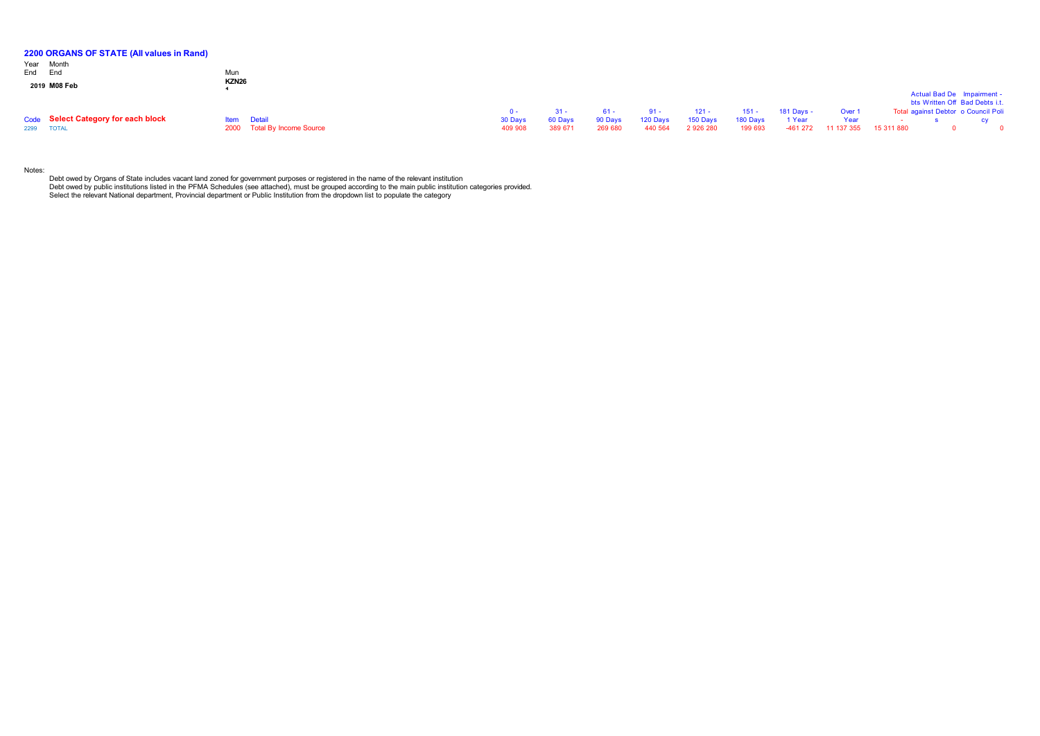## 2200 ORGANS OF STATE (All values in Rand)

| Year End | Month End | Mun |
|---|---|---|
| 2019 | M08 Feb | KZN261 |

| Code | Select Category for each block | Item | Detail | 0 - 30 Days | 31 - 60 Days | 61 - 90 Days | 91 - 120 Days | 121 - 150 Days | 151 - 180 Days | 181 Days - 1 Year | Over 1 Year | Total | Actual Bad Debts Written Off against Debtors | Impairment - Bad Debts i.t.o Council Policy |
|---|---|---|---|---|---|---|---|---|---|---|---|---|---|---|
| 2299 | TOTAL | 2000 | Total By Income Source | 409 908 | 389 671 | 269 680 | 440 564 | 2 926 280 | 199 693 | -461 272 | 11 137 355 | 15 311 880 | 0 | 0 |

Notes:

Debt owed by Organs of State includes vacant land zoned for government purposes or registered in the name of the relevant institution
Debt owed by public institutions listed in the PFMA Schedules (see attached), must be grouped according to the main public institution categories provided.
Select the relevant National department, Provincial department or Public Institution from the dropdown list to populate the category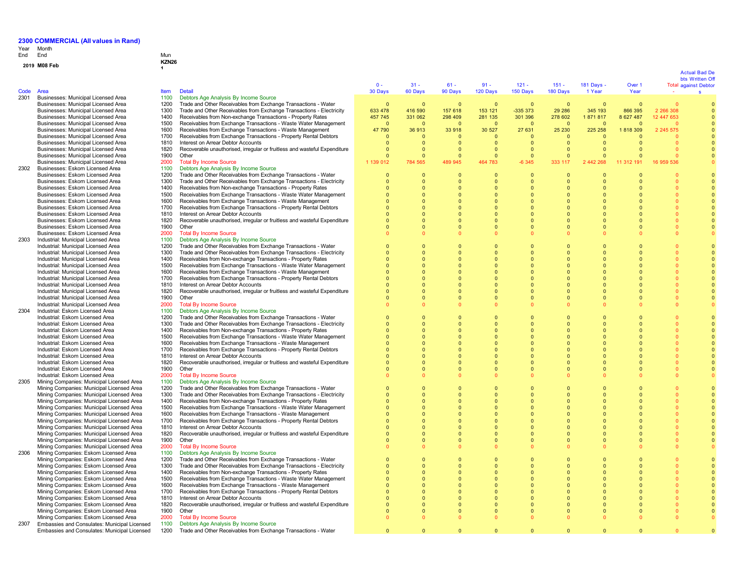# 2300 COMMERCIAL (All values in Rand)

| Year End | Month End | Mun |
|---|---|---|
| 2019 | M08 Feb | KZN261 |

| Code | Area | Item | Detail | 0 - 30 Days | 31 - 60 Days | 61 - 90 Days | 91 - 120 Days | 121 - 150 Days | 151 - 180 Days | 181 Days - 1 Year | Over 1 Year | Total | Actual Bad Debts Written Off against Debtors |
|---|---|---|---|---|---|---|---|---|---|---|---|---|---|
| 2301 | Businesses: Municipal Licensed Area | 1100 | Debtors Age Analysis By Income Source | | | | | | | | | | |
| | Businesses: Municipal Licensed Area | 1200 | Trade and Other Receivables from Exchange Transactions - Water | 0 | 0 | 0 | 0 | 0 | 0 | 0 | 0 | 0 | 0 |
| | Businesses: Municipal Licensed Area | 1300 | Trade and Other Receivables from Exchange Transactions - Electricity | 633 478 | 416 590 | 157 618 | 153 121 | -335 373 | 29 286 | 345 193 | 866 395 | 2 266 308 | 0 |
| | Businesses: Municipal Licensed Area | 1400 | Receivables from Non-exchange Transactions - Property Rates | 457 745 | 331 062 | 298 409 | 281 135 | 301 396 | 278 602 | 1 871 817 | 8 627 487 | 12 447 653 | 0 |
| | Businesses: Municipal Licensed Area | 1500 | Receivables from Exchange Transactions - Waste Water Management | 0 | 0 | 0 | 0 | 0 | 0 | 0 | 0 | 0 | 0 |
| | Businesses: Municipal Licensed Area | 1600 | Receivables from Exchange Transactions - Waste Management | 47 790 | 36 913 | 33 918 | 30 527 | 27 631 | 25 230 | 225 258 | 1 818 309 | 2 245 575 | 0 |
| | Businesses: Municipal Licensed Area | 1700 | Receivables from Exchange Transactions - Property Rental Debtors | 0 | 0 | 0 | 0 | 0 | 0 | 0 | 0 | 0 | 0 |
| | Businesses: Municipal Licensed Area | 1810 | Interest on Arrear Debtor Accounts | 0 | 0 | 0 | 0 | 0 | 0 | 0 | 0 | 0 | 0 |
| | Businesses: Municipal Licensed Area | 1820 | Recoverable unauthorised, irregular or fruitless and wasteful Expenditure | 0 | 0 | 0 | 0 | 0 | 0 | 0 | 0 | 0 | 0 |
| | Businesses: Municipal Licensed Area | 1900 | Other | 0 | 0 | 0 | 0 | 0 | 0 | 0 | 0 | 0 | 0 |
| | Businesses: Municipal Licensed Area | 2000 | Total By Income Source | 1 139 012 | 784 565 | 489 945 | 464 783 | -6 345 | 333 117 | 2 442 268 | 11 312 191 | 16 959 536 | 0 |
| 2302 | Businesses: Eskom Licensed Area | 1100 | Debtors Age Analysis By Income Source | | | | | | | | | | |
| | Businesses: Eskom Licensed Area | 1200 | Trade and Other Receivables from Exchange Transactions - Water | 0 | 0 | 0 | 0 | 0 | 0 | 0 | 0 | 0 | 0 |
| | Businesses: Eskom Licensed Area | 1300 | Trade and Other Receivables from Exchange Transactions - Electricity | 0 | 0 | 0 | 0 | 0 | 0 | 0 | 0 | 0 | 0 |
| | Businesses: Eskom Licensed Area | 1400 | Receivables from Non-exchange Transactions - Property Rates | 0 | 0 | 0 | 0 | 0 | 0 | 0 | 0 | 0 | 0 |
| | Businesses: Eskom Licensed Area | 1500 | Receivables from Exchange Transactions - Waste Water Management | 0 | 0 | 0 | 0 | 0 | 0 | 0 | 0 | 0 | 0 |
| | Businesses: Eskom Licensed Area | 1600 | Receivables from Exchange Transactions - Waste Management | 0 | 0 | 0 | 0 | 0 | 0 | 0 | 0 | 0 | 0 |
| | Businesses: Eskom Licensed Area | 1700 | Receivables from Exchange Transactions - Property Rental Debtors | 0 | 0 | 0 | 0 | 0 | 0 | 0 | 0 | 0 | 0 |
| | Businesses: Eskom Licensed Area | 1810 | Interest on Arrear Debtor Accounts | 0 | 0 | 0 | 0 | 0 | 0 | 0 | 0 | 0 | 0 |
| | Businesses: Eskom Licensed Area | 1820 | Recoverable unauthorised, irregular or fruitless and wasteful Expenditure | 0 | 0 | 0 | 0 | 0 | 0 | 0 | 0 | 0 | 0 |
| | Businesses: Eskom Licensed Area | 1900 | Other | 0 | 0 | 0 | 0 | 0 | 0 | 0 | 0 | 0 | 0 |
| | Businesses: Eskom Licensed Area | 2000 | Total By Income Source | 0 | 0 | 0 | 0 | 0 | 0 | 0 | 0 | 0 | 0 |
| 2303 | Industrial: Municipal Licensed Area | 1100 | Debtors Age Analysis By Income Source | | | | | | | | | | |
| | Industrial: Municipal Licensed Area | 1200 | Trade and Other Receivables from Exchange Transactions - Water | 0 | 0 | 0 | 0 | 0 | 0 | 0 | 0 | 0 | 0 |
| | Industrial: Municipal Licensed Area | 1300 | Trade and Other Receivables from Exchange Transactions - Electricity | 0 | 0 | 0 | 0 | 0 | 0 | 0 | 0 | 0 | 0 |
| | Industrial: Municipal Licensed Area | 1400 | Receivables from Non-exchange Transactions - Property Rates | 0 | 0 | 0 | 0 | 0 | 0 | 0 | 0 | 0 | 0 |
| | Industrial: Municipal Licensed Area | 1500 | Receivables from Exchange Transactions - Waste Water Management | 0 | 0 | 0 | 0 | 0 | 0 | 0 | 0 | 0 | 0 |
| | Industrial: Municipal Licensed Area | 1600 | Receivables from Exchange Transactions - Waste Management | 0 | 0 | 0 | 0 | 0 | 0 | 0 | 0 | 0 | 0 |
| | Industrial: Municipal Licensed Area | 1700 | Receivables from Exchange Transactions - Property Rental Debtors | 0 | 0 | 0 | 0 | 0 | 0 | 0 | 0 | 0 | 0 |
| | Industrial: Municipal Licensed Area | 1810 | Interest on Arrear Debtor Accounts | 0 | 0 | 0 | 0 | 0 | 0 | 0 | 0 | 0 | 0 |
| | Industrial: Municipal Licensed Area | 1820 | Recoverable unauthorised, irregular or fruitless and wasteful Expenditure | 0 | 0 | 0 | 0 | 0 | 0 | 0 | 0 | 0 | 0 |
| | Industrial: Municipal Licensed Area | 1900 | Other | 0 | 0 | 0 | 0 | 0 | 0 | 0 | 0 | 0 | 0 |
| | Industrial: Municipal Licensed Area | 2000 | Total By Income Source | 0 | 0 | 0 | 0 | 0 | 0 | 0 | 0 | 0 | 0 |
| 2304 | Industrial: Eskom Licensed Area | 1100 | Debtors Age Analysis By Income Source | | | | | | | | | | |
| | Industrial: Eskom Licensed Area | 1200 | Trade and Other Receivables from Exchange Transactions - Water | 0 | 0 | 0 | 0 | 0 | 0 | 0 | 0 | 0 | 0 |
| | Industrial: Eskom Licensed Area | 1300 | Trade and Other Receivables from Exchange Transactions - Electricity | 0 | 0 | 0 | 0 | 0 | 0 | 0 | 0 | 0 | 0 |
| | Industrial: Eskom Licensed Area | 1400 | Receivables from Non-exchange Transactions - Property Rates | 0 | 0 | 0 | 0 | 0 | 0 | 0 | 0 | 0 | 0 |
| | Industrial: Eskom Licensed Area | 1500 | Receivables from Exchange Transactions - Waste Water Management | 0 | 0 | 0 | 0 | 0 | 0 | 0 | 0 | 0 | 0 |
| | Industrial: Eskom Licensed Area | 1600 | Receivables from Exchange Transactions - Waste Management | 0 | 0 | 0 | 0 | 0 | 0 | 0 | 0 | 0 | 0 |
| | Industrial: Eskom Licensed Area | 1700 | Receivables from Exchange Transactions - Property Rental Debtors | 0 | 0 | 0 | 0 | 0 | 0 | 0 | 0 | 0 | 0 |
| | Industrial: Eskom Licensed Area | 1810 | Interest on Arrear Debtor Accounts | 0 | 0 | 0 | 0 | 0 | 0 | 0 | 0 | 0 | 0 |
| | Industrial: Eskom Licensed Area | 1820 | Recoverable unauthorised, irregular or fruitless and wasteful Expenditure | 0 | 0 | 0 | 0 | 0 | 0 | 0 | 0 | 0 | 0 |
| | Industrial: Eskom Licensed Area | 1900 | Other | 0 | 0 | 0 | 0 | 0 | 0 | 0 | 0 | 0 | 0 |
| | Industrial: Eskom Licensed Area | 2000 | Total By Income Source | 0 | 0 | 0 | 0 | 0 | 0 | 0 | 0 | 0 | 0 |
| 2305 | Mining Companies: Municipal Licensed Area | 1100 | Debtors Age Analysis By Income Source | | | | | | | | | | |
| | Mining Companies: Municipal Licensed Area | 1200 | Trade and Other Receivables from Exchange Transactions - Water | 0 | 0 | 0 | 0 | 0 | 0 | 0 | 0 | 0 | 0 |
| | Mining Companies: Municipal Licensed Area | 1300 | Trade and Other Receivables from Exchange Transactions - Electricity | 0 | 0 | 0 | 0 | 0 | 0 | 0 | 0 | 0 | 0 |
| | Mining Companies: Municipal Licensed Area | 1400 | Receivables from Non-exchange Transactions - Property Rates | 0 | 0 | 0 | 0 | 0 | 0 | 0 | 0 | 0 | 0 |
| | Mining Companies: Municipal Licensed Area | 1500 | Receivables from Exchange Transactions - Waste Water Management | 0 | 0 | 0 | 0 | 0 | 0 | 0 | 0 | 0 | 0 |
| | Mining Companies: Municipal Licensed Area | 1600 | Receivables from Exchange Transactions - Waste Management | 0 | 0 | 0 | 0 | 0 | 0 | 0 | 0 | 0 | 0 |
| | Mining Companies: Municipal Licensed Area | 1700 | Receivables from Exchange Transactions - Property Rental Debtors | 0 | 0 | 0 | 0 | 0 | 0 | 0 | 0 | 0 | 0 |
| | Mining Companies: Municipal Licensed Area | 1810 | Interest on Arrear Debtor Accounts | 0 | 0 | 0 | 0 | 0 | 0 | 0 | 0 | 0 | 0 |
| | Mining Companies: Municipal Licensed Area | 1820 | Recoverable unauthorised, irregular or fruitless and wasteful Expenditure | 0 | 0 | 0 | 0 | 0 | 0 | 0 | 0 | 0 | 0 |
| | Mining Companies: Municipal Licensed Area | 1900 | Other | 0 | 0 | 0 | 0 | 0 | 0 | 0 | 0 | 0 | 0 |
| | Mining Companies: Municipal Licensed Area | 2000 | Total By Income Source | 0 | 0 | 0 | 0 | 0 | 0 | 0 | 0 | 0 | 0 |
| 2306 | Mining Companies: Eskom Licensed Area | 1100 | Debtors Age Analysis By Income Source | | | | | | | | | | |
| | Mining Companies: Eskom Licensed Area | 1200 | Trade and Other Receivables from Exchange Transactions - Water | 0 | 0 | 0 | 0 | 0 | 0 | 0 | 0 | 0 | 0 |
| | Mining Companies: Eskom Licensed Area | 1300 | Trade and Other Receivables from Exchange Transactions - Electricity | 0 | 0 | 0 | 0 | 0 | 0 | 0 | 0 | 0 | 0 |
| | Mining Companies: Eskom Licensed Area | 1400 | Receivables from Non-exchange Transactions - Property Rates | 0 | 0 | 0 | 0 | 0 | 0 | 0 | 0 | 0 | 0 |
| | Mining Companies: Eskom Licensed Area | 1500 | Receivables from Exchange Transactions - Waste Water Management | 0 | 0 | 0 | 0 | 0 | 0 | 0 | 0 | 0 | 0 |
| | Mining Companies: Eskom Licensed Area | 1600 | Receivables from Exchange Transactions - Waste Management | 0 | 0 | 0 | 0 | 0 | 0 | 0 | 0 | 0 | 0 |
| | Mining Companies: Eskom Licensed Area | 1700 | Receivables from Exchange Transactions - Property Rental Debtors | 0 | 0 | 0 | 0 | 0 | 0 | 0 | 0 | 0 | 0 |
| | Mining Companies: Eskom Licensed Area | 1810 | Interest on Arrear Debtor Accounts | 0 | 0 | 0 | 0 | 0 | 0 | 0 | 0 | 0 | 0 |
| | Mining Companies: Eskom Licensed Area | 1820 | Recoverable unauthorised, irregular or fruitless and wasteful Expenditure | 0 | 0 | 0 | 0 | 0 | 0 | 0 | 0 | 0 | 0 |
| | Mining Companies: Eskom Licensed Area | 1900 | Other | 0 | 0 | 0 | 0 | 0 | 0 | 0 | 0 | 0 | 0 |
| | Mining Companies: Eskom Licensed Area | 2000 | Total By Income Source | 0 | 0 | 0 | 0 | 0 | 0 | 0 | 0 | 0 | 0 |
| 2307 | Embassies and Consulates: Municipal Licensed | 1100 | Debtors Age Analysis By Income Source | | | | | | | | | | |
| | Embassies and Consulates: Municipal Licensed | 1200 | Trade and Other Receivables from Exchange Transactions - Water | 0 | 0 | 0 | 0 | 0 | 0 | 0 | 0 | 0 | 0 |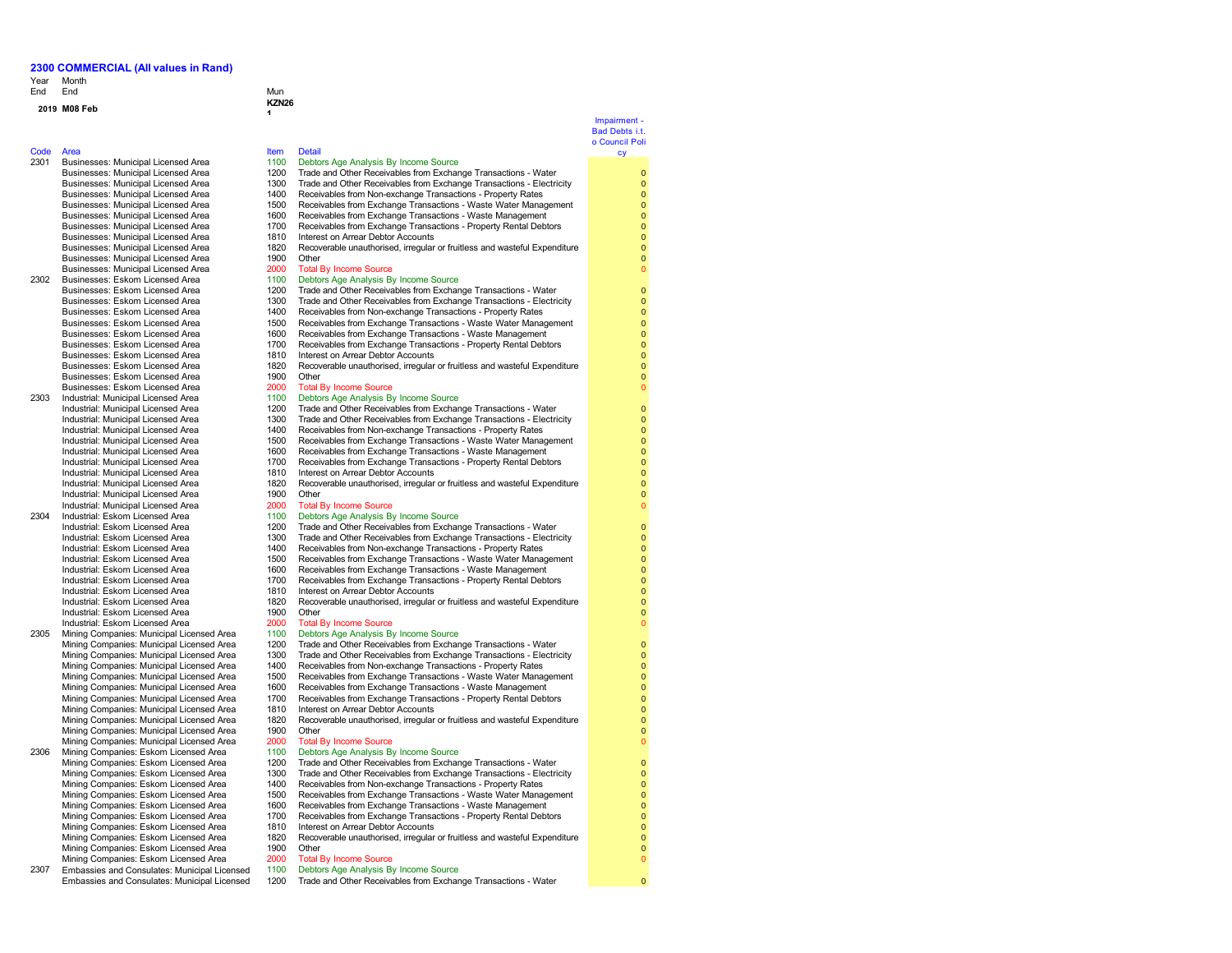## 2300 COMMERCIAL (All values in Rand)

| Year End | Month End | Mun |
|---|---|---|
| 2019 | M08 Feb | KZN261 |

| Code | Area | Item | Detail | Impairment - Bad Debts i.t.o Council Policy |
|---|---|---|---|---|
| 2301 | Businesses: Municipal Licensed Area | 1100 | Debtors Age Analysis By Income Source | |
| | Businesses: Municipal Licensed Area | 1200 | Trade and Other Receivables from Exchange Transactions - Water | 0 |
| | Businesses: Municipal Licensed Area | 1300 | Trade and Other Receivables from Exchange Transactions - Electricity | 0 |
| | Businesses: Municipal Licensed Area | 1400 | Receivables from Non-exchange Transactions - Property Rates | 0 |
| | Businesses: Municipal Licensed Area | 1500 | Receivables from Exchange Transactions - Waste Water Management | 0 |
| | Businesses: Municipal Licensed Area | 1600 | Receivables from Exchange Transactions - Waste Management | 0 |
| | Businesses: Municipal Licensed Area | 1700 | Receivables from Exchange Transactions - Property Rental Debtors | 0 |
| | Businesses: Municipal Licensed Area | 1810 | Interest on Arrear Debtor Accounts | 0 |
| | Businesses: Municipal Licensed Area | 1820 | Recoverable unauthorised, irregular or fruitless and wasteful Expenditure | 0 |
| | Businesses: Municipal Licensed Area | 1900 | Other | 0 |
| | Businesses: Municipal Licensed Area | 2000 | Total By Income Source | 0 |
| 2302 | Businesses: Eskom Licensed Area | 1100 | Debtors Age Analysis By Income Source | |
| | Businesses: Eskom Licensed Area | 1200 | Trade and Other Receivables from Exchange Transactions - Water | 0 |
| | Businesses: Eskom Licensed Area | 1300 | Trade and Other Receivables from Exchange Transactions - Electricity | 0 |
| | Businesses: Eskom Licensed Area | 1400 | Receivables from Non-exchange Transactions - Property Rates | 0 |
| | Businesses: Eskom Licensed Area | 1500 | Receivables from Exchange Transactions - Waste Water Management | 0 |
| | Businesses: Eskom Licensed Area | 1600 | Receivables from Exchange Transactions - Waste Management | 0 |
| | Businesses: Eskom Licensed Area | 1700 | Receivables from Exchange Transactions - Property Rental Debtors | 0 |
| | Businesses: Eskom Licensed Area | 1810 | Interest on Arrear Debtor Accounts | 0 |
| | Businesses: Eskom Licensed Area | 1820 | Recoverable unauthorised, irregular or fruitless and wasteful Expenditure | 0 |
| | Businesses: Eskom Licensed Area | 1900 | Other | 0 |
| | Businesses: Eskom Licensed Area | 2000 | Total By Income Source | 0 |
| 2303 | Industrial: Municipal Licensed Area | 1100 | Debtors Age Analysis By Income Source | |
| | Industrial: Municipal Licensed Area | 1200 | Trade and Other Receivables from Exchange Transactions - Water | 0 |
| | Industrial: Municipal Licensed Area | 1300 | Trade and Other Receivables from Exchange Transactions - Electricity | 0 |
| | Industrial: Municipal Licensed Area | 1400 | Receivables from Non-exchange Transactions - Property Rates | 0 |
| | Industrial: Municipal Licensed Area | 1500 | Receivables from Exchange Transactions - Waste Water Management | 0 |
| | Industrial: Municipal Licensed Area | 1600 | Receivables from Exchange Transactions - Waste Management | 0 |
| | Industrial: Municipal Licensed Area | 1700 | Receivables from Exchange Transactions - Property Rental Debtors | 0 |
| | Industrial: Municipal Licensed Area | 1810 | Interest on Arrear Debtor Accounts | 0 |
| | Industrial: Municipal Licensed Area | 1820 | Recoverable unauthorised, irregular or fruitless and wasteful Expenditure | 0 |
| | Industrial: Municipal Licensed Area | 1900 | Other | 0 |
| | Industrial: Municipal Licensed Area | 2000 | Total By Income Source | 0 |
| 2304 | Industrial: Eskom Licensed Area | 1100 | Debtors Age Analysis By Income Source | |
| | Industrial: Eskom Licensed Area | 1200 | Trade and Other Receivables from Exchange Transactions - Water | 0 |
| | Industrial: Eskom Licensed Area | 1300 | Trade and Other Receivables from Exchange Transactions - Electricity | 0 |
| | Industrial: Eskom Licensed Area | 1400 | Receivables from Non-exchange Transactions - Property Rates | 0 |
| | Industrial: Eskom Licensed Area | 1500 | Receivables from Exchange Transactions - Waste Water Management | 0 |
| | Industrial: Eskom Licensed Area | 1600 | Receivables from Exchange Transactions - Waste Management | 0 |
| | Industrial: Eskom Licensed Area | 1700 | Receivables from Exchange Transactions - Property Rental Debtors | 0 |
| | Industrial: Eskom Licensed Area | 1810 | Interest on Arrear Debtor Accounts | 0 |
| | Industrial: Eskom Licensed Area | 1820 | Recoverable unauthorised, irregular or fruitless and wasteful Expenditure | 0 |
| | Industrial: Eskom Licensed Area | 1900 | Other | 0 |
| | Industrial: Eskom Licensed Area | 2000 | Total By Income Source | 0 |
| 2305 | Mining Companies: Municipal Licensed Area | 1100 | Debtors Age Analysis By Income Source | |
| | Mining Companies: Municipal Licensed Area | 1200 | Trade and Other Receivables from Exchange Transactions - Water | 0 |
| | Mining Companies: Municipal Licensed Area | 1300 | Trade and Other Receivables from Exchange Transactions - Electricity | 0 |
| | Mining Companies: Municipal Licensed Area | 1400 | Receivables from Non-exchange Transactions - Property Rates | 0 |
| | Mining Companies: Municipal Licensed Area | 1500 | Receivables from Exchange Transactions - Waste Water Management | 0 |
| | Mining Companies: Municipal Licensed Area | 1600 | Receivables from Exchange Transactions - Waste Management | 0 |
| | Mining Companies: Municipal Licensed Area | 1700 | Receivables from Exchange Transactions - Property Rental Debtors | 0 |
| | Mining Companies: Municipal Licensed Area | 1810 | Interest on Arrear Debtor Accounts | 0 |
| | Mining Companies: Municipal Licensed Area | 1820 | Recoverable unauthorised, irregular or fruitless and wasteful Expenditure | 0 |
| | Mining Companies: Municipal Licensed Area | 1900 | Other | 0 |
| | Mining Companies: Municipal Licensed Area | 2000 | Total By Income Source | 0 |
| 2306 | Mining Companies: Eskom Licensed Area | 1100 | Debtors Age Analysis By Income Source | |
| | Mining Companies: Eskom Licensed Area | 1200 | Trade and Other Receivables from Exchange Transactions - Water | 0 |
| | Mining Companies: Eskom Licensed Area | 1300 | Trade and Other Receivables from Exchange Transactions - Electricity | 0 |
| | Mining Companies: Eskom Licensed Area | 1400 | Receivables from Non-exchange Transactions - Property Rates | 0 |
| | Mining Companies: Eskom Licensed Area | 1500 | Receivables from Exchange Transactions - Waste Water Management | 0 |
| | Mining Companies: Eskom Licensed Area | 1600 | Receivables from Exchange Transactions - Waste Management | 0 |
| | Mining Companies: Eskom Licensed Area | 1700 | Receivables from Exchange Transactions - Property Rental Debtors | 0 |
| | Mining Companies: Eskom Licensed Area | 1810 | Interest on Arrear Debtor Accounts | 0 |
| | Mining Companies: Eskom Licensed Area | 1820 | Recoverable unauthorised, irregular or fruitless and wasteful Expenditure | 0 |
| | Mining Companies: Eskom Licensed Area | 1900 | Other | 0 |
| | Mining Companies: Eskom Licensed Area | 2000 | Total By Income Source | 0 |
| 2307 | Embassies and Consulates: Municipal Licensed | 1100 | Debtors Age Analysis By Income Source | |
| | Embassies and Consulates: Municipal Licensed | 1200 | Trade and Other Receivables from Exchange Transactions - Water | 0 |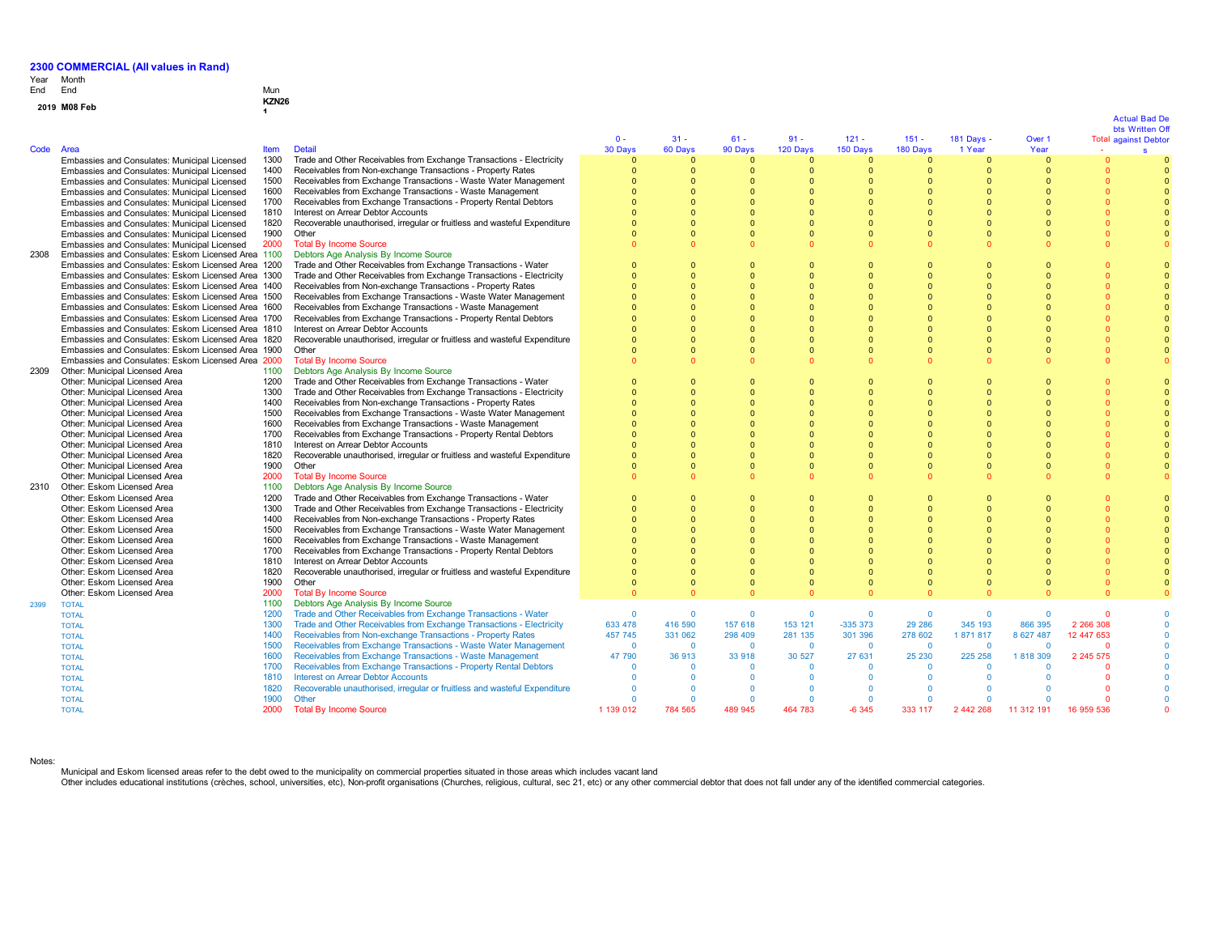# 2300 COMMERCIAL (All values in Rand)

Year End: 2019
Month End: M08 Feb
Mun: KZN261

| Code | Area | Item | Detail | 0 - 30 Days | 31 - 60 Days | 61 - 90 Days | 91 - 120 Days | 121 - 150 Days | 151 - 180 Days | 181 Days - 1 Year | Over 1 Year | Total | Actual Bad Debts Written Off against Debtors |
|---|---|---|---|---|---|---|---|---|---|---|---|---|---|
| | Embassies and Consulates: Municipal Licensed | 1300 | Trade and Other Receivables from Exchange Transactions - Electricity | 0 | 0 | 0 | 0 | 0 | 0 | 0 | 0 | 0 | 0 |
| | Embassies and Consulates: Municipal Licensed | 1400 | Receivables from Non-exchange Transactions - Property Rates | 0 | 0 | 0 | 0 | 0 | 0 | 0 | 0 | 0 | 0 |
| | Embassies and Consulates: Municipal Licensed | 1500 | Receivables from Exchange Transactions - Waste Water Management | 0 | 0 | 0 | 0 | 0 | 0 | 0 | 0 | 0 | 0 |
| | Embassies and Consulates: Municipal Licensed | 1600 | Receivables from Exchange Transactions - Waste Management | 0 | 0 | 0 | 0 | 0 | 0 | 0 | 0 | 0 | 0 |
| | Embassies and Consulates: Municipal Licensed | 1700 | Receivables from Exchange Transactions - Property Rental Debtors | 0 | 0 | 0 | 0 | 0 | 0 | 0 | 0 | 0 | 0 |
| | Embassies and Consulates: Municipal Licensed | 1810 | Interest on Arrear Debtor Accounts | 0 | 0 | 0 | 0 | 0 | 0 | 0 | 0 | 0 | 0 |
| | Embassies and Consulates: Municipal Licensed | 1820 | Recoverable unauthorised, irregular or fruitless and wasteful Expenditure | 0 | 0 | 0 | 0 | 0 | 0 | 0 | 0 | 0 | 0 |
| | Embassies and Consulates: Municipal Licensed | 1900 | Other | 0 | 0 | 0 | 0 | 0 | 0 | 0 | 0 | 0 | 0 |
| | Embassies and Consulates: Municipal Licensed | 2000 | Total By Income Source | 0 | 0 | 0 | 0 | 0 | 0 | 0 | 0 | 0 | 0 |
| 2308 | Embassies and Consulates: Eskom Licensed Area | 1100 | Debtors Age Analysis By Income Source | | | | | | | | | | |
| | Embassies and Consulates: Eskom Licensed Area | 1200 | Trade and Other Receivables from Exchange Transactions - Water | 0 | 0 | 0 | 0 | 0 | 0 | 0 | 0 | 0 | 0 |
| | Embassies and Consulates: Eskom Licensed Area | 1300 | Trade and Other Receivables from Exchange Transactions - Electricity | 0 | 0 | 0 | 0 | 0 | 0 | 0 | 0 | 0 | 0 |
| | Embassies and Consulates: Eskom Licensed Area | 1400 | Receivables from Non-exchange Transactions - Property Rates | 0 | 0 | 0 | 0 | 0 | 0 | 0 | 0 | 0 | 0 |
| | Embassies and Consulates: Eskom Licensed Area | 1500 | Receivables from Exchange Transactions - Waste Water Management | 0 | 0 | 0 | 0 | 0 | 0 | 0 | 0 | 0 | 0 |
| | Embassies and Consulates: Eskom Licensed Area | 1600 | Receivables from Exchange Transactions - Waste Management | 0 | 0 | 0 | 0 | 0 | 0 | 0 | 0 | 0 | 0 |
| | Embassies and Consulates: Eskom Licensed Area | 1700 | Receivables from Exchange Transactions - Property Rental Debtors | 0 | 0 | 0 | 0 | 0 | 0 | 0 | 0 | 0 | 0 |
| | Embassies and Consulates: Eskom Licensed Area | 1810 | Interest on Arrear Debtor Accounts | 0 | 0 | 0 | 0 | 0 | 0 | 0 | 0 | 0 | 0 |
| | Embassies and Consulates: Eskom Licensed Area | 1820 | Recoverable unauthorised, irregular or fruitless and wasteful Expenditure | 0 | 0 | 0 | 0 | 0 | 0 | 0 | 0 | 0 | 0 |
| | Embassies and Consulates: Eskom Licensed Area | 1900 | Other | 0 | 0 | 0 | 0 | 0 | 0 | 0 | 0 | 0 | 0 |
| | Embassies and Consulates: Eskom Licensed Area | 2000 | Total By Income Source | 0 | 0 | 0 | 0 | 0 | 0 | 0 | 0 | 0 | 0 |
| 2309 | Other: Municipal Licensed Area | 1100 | Debtors Age Analysis By Income Source | | | | | | | | | | |
| | Other: Municipal Licensed Area | 1200 | Trade and Other Receivables from Exchange Transactions - Water | 0 | 0 | 0 | 0 | 0 | 0 | 0 | 0 | 0 | 0 |
| | Other: Municipal Licensed Area | 1300 | Trade and Other Receivables from Exchange Transactions - Electricity | 0 | 0 | 0 | 0 | 0 | 0 | 0 | 0 | 0 | 0 |
| | Other: Municipal Licensed Area | 1400 | Receivables from Non-exchange Transactions - Property Rates | 0 | 0 | 0 | 0 | 0 | 0 | 0 | 0 | 0 | 0 |
| | Other: Municipal Licensed Area | 1500 | Receivables from Exchange Transactions - Waste Water Management | 0 | 0 | 0 | 0 | 0 | 0 | 0 | 0 | 0 | 0 |
| | Other: Municipal Licensed Area | 1600 | Receivables from Exchange Transactions - Waste Management | 0 | 0 | 0 | 0 | 0 | 0 | 0 | 0 | 0 | 0 |
| | Other: Municipal Licensed Area | 1700 | Receivables from Exchange Transactions - Property Rental Debtors | 0 | 0 | 0 | 0 | 0 | 0 | 0 | 0 | 0 | 0 |
| | Other: Municipal Licensed Area | 1810 | Interest on Arrear Debtor Accounts | 0 | 0 | 0 | 0 | 0 | 0 | 0 | 0 | 0 | 0 |
| | Other: Municipal Licensed Area | 1820 | Recoverable unauthorised, irregular or fruitless and wasteful Expenditure | 0 | 0 | 0 | 0 | 0 | 0 | 0 | 0 | 0 | 0 |
| | Other: Municipal Licensed Area | 1900 | Other | 0 | 0 | 0 | 0 | 0 | 0 | 0 | 0 | 0 | 0 |
| | Other: Municipal Licensed Area | 2000 | Total By Income Source | 0 | 0 | 0 | 0 | 0 | 0 | 0 | 0 | 0 | 0 |
| 2310 | Other: Eskom Licensed Area | 1100 | Debtors Age Analysis By Income Source | | | | | | | | | | |
| | Other: Eskom Licensed Area | 1200 | Trade and Other Receivables from Exchange Transactions - Water | 0 | 0 | 0 | 0 | 0 | 0 | 0 | 0 | 0 | 0 |
| | Other: Eskom Licensed Area | 1300 | Trade and Other Receivables from Exchange Transactions - Electricity | 0 | 0 | 0 | 0 | 0 | 0 | 0 | 0 | 0 | 0 |
| | Other: Eskom Licensed Area | 1400 | Receivables from Non-exchange Transactions - Property Rates | 0 | 0 | 0 | 0 | 0 | 0 | 0 | 0 | 0 | 0 |
| | Other: Eskom Licensed Area | 1500 | Receivables from Exchange Transactions - Waste Water Management | 0 | 0 | 0 | 0 | 0 | 0 | 0 | 0 | 0 | 0 |
| | Other: Eskom Licensed Area | 1600 | Receivables from Exchange Transactions - Waste Management | 0 | 0 | 0 | 0 | 0 | 0 | 0 | 0 | 0 | 0 |
| | Other: Eskom Licensed Area | 1700 | Receivables from Exchange Transactions - Property Rental Debtors | 0 | 0 | 0 | 0 | 0 | 0 | 0 | 0 | 0 | 0 |
| | Other: Eskom Licensed Area | 1810 | Interest on Arrear Debtor Accounts | 0 | 0 | 0 | 0 | 0 | 0 | 0 | 0 | 0 | 0 |
| | Other: Eskom Licensed Area | 1820 | Recoverable unauthorised, irregular or fruitless and wasteful Expenditure | 0 | 0 | 0 | 0 | 0 | 0 | 0 | 0 | 0 | 0 |
| | Other: Eskom Licensed Area | 1900 | Other | 0 | 0 | 0 | 0 | 0 | 0 | 0 | 0 | 0 | 0 |
| | Other: Eskom Licensed Area | 2000 | Total By Income Source | 0 | 0 | 0 | 0 | 0 | 0 | 0 | 0 | 0 | 0 |
| 2399 | TOTAL | 1100 | Debtors Age Analysis By Income Source | | | | | | | | | | |
| | TOTAL | 1200 | Trade and Other Receivables from Exchange Transactions - Water | 0 | 0 | 0 | 0 | 0 | 0 | 0 | 0 | 0 | 0 |
| | TOTAL | 1300 | Trade and Other Receivables from Exchange Transactions - Electricity | 633 478 | 416 590 | 157 618 | 153 121 | -335 373 | 29 286 | 345 193 | 866 395 | 2 266 308 | 0 |
| | TOTAL | 1400 | Receivables from Non-exchange Transactions - Property Rates | 457 745 | 331 062 | 298 409 | 281 135 | 301 396 | 278 602 | 1 871 817 | 8 627 487 | 12 447 653 | 0 |
| | TOTAL | 1500 | Receivables from Exchange Transactions - Waste Water Management | 0 | 0 | 0 | 0 | 0 | 0 | 0 | 0 | 0 | 0 |
| | TOTAL | 1600 | Receivables from Exchange Transactions - Waste Management | 47 790 | 36 913 | 33 918 | 30 527 | 27 631 | 25 230 | 225 258 | 1 818 309 | 2 245 575 | 0 |
| | TOTAL | 1700 | Receivables from Exchange Transactions - Property Rental Debtors | 0 | 0 | 0 | 0 | 0 | 0 | 0 | 0 | 0 | 0 |
| | TOTAL | 1810 | Interest on Arrear Debtor Accounts | 0 | 0 | 0 | 0 | 0 | 0 | 0 | 0 | 0 | 0 |
| | TOTAL | 1820 | Recoverable unauthorised, irregular or fruitless and wasteful Expenditure | 0 | 0 | 0 | 0 | 0 | 0 | 0 | 0 | 0 | 0 |
| | TOTAL | 1900 | Other | 0 | 0 | 0 | 0 | 0 | 0 | 0 | 0 | 0 | 0 |
| | TOTAL | 2000 | Total By Income Source | 1 139 012 | 784 565 | 489 945 | 464 783 | -6 345 | 333 117 | 2 442 268 | 11 312 191 | 16 959 536 | 0 |

Notes:

Municipal and Eskom licensed areas refer to the debt owed to the municipality on commercial properties situated in those areas which includes vacant land

Other includes educational institutions (crèches, school, universities, etc), Non-profit organisations (Churches, religious, cultural, sec 21, etc) or any other commercial debtor that does not fall under any of the identified commercial categories.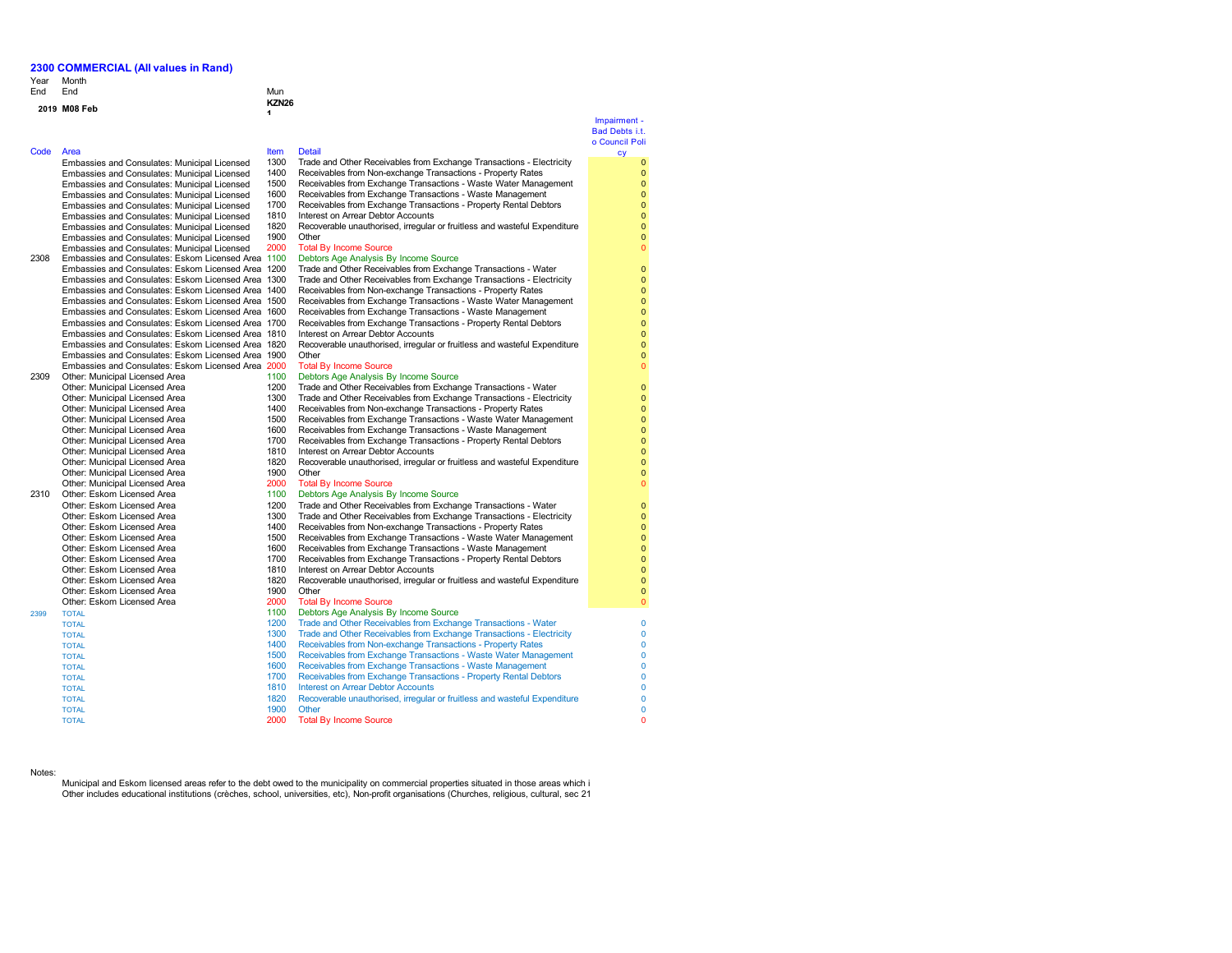# 2300 COMMERCIAL (All values in Rand)

| Year End | Month End | | Mun | | |
|---|---|---|---|---|---|
| 2019 | M08 Feb | | KZN261 | | |

| Code | Area | Item | Detail | Impairment - Bad Debts i.t.o Council Policy |
|---|---|---|---|---|
| | Embassies and Consulates: Municipal Licensed | 1300 | Trade and Other Receivables from Exchange Transactions - Electricity | 0 |
| | Embassies and Consulates: Municipal Licensed | 1400 | Receivables from Non-exchange Transactions - Property Rates | 0 |
| | Embassies and Consulates: Municipal Licensed | 1500 | Receivables from Exchange Transactions - Waste Water Management | 0 |
| | Embassies and Consulates: Municipal Licensed | 1600 | Receivables from Exchange Transactions - Waste Management | 0 |
| | Embassies and Consulates: Municipal Licensed | 1700 | Receivables from Exchange Transactions - Property Rental Debtors | 0 |
| | Embassies and Consulates: Municipal Licensed | 1810 | Interest on Arrear Debtor Accounts | 0 |
| | Embassies and Consulates: Municipal Licensed | 1820 | Recoverable unauthorised, irregular or fruitless and wasteful Expenditure | 0 |
| | Embassies and Consulates: Municipal Licensed | 1900 | Other | 0 |
| | Embassies and Consulates: Municipal Licensed | 2000 | Total By Income Source | 0 |
| 2308 | Embassies and Consulates: Eskom Licensed Area | 1100 | Debtors Age Analysis By Income Source | |
| | Embassies and Consulates: Eskom Licensed Area | 1200 | Trade and Other Receivables from Exchange Transactions - Water | 0 |
| | Embassies and Consulates: Eskom Licensed Area | 1300 | Trade and Other Receivables from Exchange Transactions - Electricity | 0 |
| | Embassies and Consulates: Eskom Licensed Area | 1400 | Receivables from Non-exchange Transactions - Property Rates | 0 |
| | Embassies and Consulates: Eskom Licensed Area | 1500 | Receivables from Exchange Transactions - Waste Water Management | 0 |
| | Embassies and Consulates: Eskom Licensed Area | 1600 | Receivables from Exchange Transactions - Waste Management | 0 |
| | Embassies and Consulates: Eskom Licensed Area | 1700 | Receivables from Exchange Transactions - Property Rental Debtors | 0 |
| | Embassies and Consulates: Eskom Licensed Area | 1810 | Interest on Arrear Debtor Accounts | 0 |
| | Embassies and Consulates: Eskom Licensed Area | 1820 | Recoverable unauthorised, irregular or fruitless and wasteful Expenditure | 0 |
| | Embassies and Consulates: Eskom Licensed Area | 1900 | Other | 0 |
| | Embassies and Consulates: Eskom Licensed Area | 2000 | Total By Income Source | 0 |
| 2309 | Other: Municipal Licensed Area | 1100 | Debtors Age Analysis By Income Source | |
| | Other: Municipal Licensed Area | 1200 | Trade and Other Receivables from Exchange Transactions - Water | 0 |
| | Other: Municipal Licensed Area | 1300 | Trade and Other Receivables from Exchange Transactions - Electricity | 0 |
| | Other: Municipal Licensed Area | 1400 | Receivables from Non-exchange Transactions - Property Rates | 0 |
| | Other: Municipal Licensed Area | 1500 | Receivables from Exchange Transactions - Waste Water Management | 0 |
| | Other: Municipal Licensed Area | 1600 | Receivables from Exchange Transactions - Waste Management | 0 |
| | Other: Municipal Licensed Area | 1700 | Receivables from Exchange Transactions - Property Rental Debtors | 0 |
| | Other: Municipal Licensed Area | 1810 | Interest on Arrear Debtor Accounts | 0 |
| | Other: Municipal Licensed Area | 1820 | Recoverable unauthorised, irregular or fruitless and wasteful Expenditure | 0 |
| | Other: Municipal Licensed Area | 1900 | Other | 0 |
| | Other: Municipal Licensed Area | 2000 | Total By Income Source | 0 |
| 2310 | Other: Eskom Licensed Area | 1100 | Debtors Age Analysis By Income Source | |
| | Other: Eskom Licensed Area | 1200 | Trade and Other Receivables from Exchange Transactions - Water | 0 |
| | Other: Eskom Licensed Area | 1300 | Trade and Other Receivables from Exchange Transactions - Electricity | 0 |
| | Other: Eskom Licensed Area | 1400 | Receivables from Non-exchange Transactions - Property Rates | 0 |
| | Other: Eskom Licensed Area | 1500 | Receivables from Exchange Transactions - Waste Water Management | 0 |
| | Other: Eskom Licensed Area | 1600 | Receivables from Exchange Transactions - Waste Management | 0 |
| | Other: Eskom Licensed Area | 1700 | Receivables from Exchange Transactions - Property Rental Debtors | 0 |
| | Other: Eskom Licensed Area | 1810 | Interest on Arrear Debtor Accounts | 0 |
| | Other: Eskom Licensed Area | 1820 | Recoverable unauthorised, irregular or fruitless and wasteful Expenditure | 0 |
| | Other: Eskom Licensed Area | 1900 | Other | 0 |
| | Other: Eskom Licensed Area | 2000 | Total By Income Source | 0 |
| 2399 | TOTAL | 1100 | Debtors Age Analysis By Income Source | |
| | TOTAL | 1200 | Trade and Other Receivables from Exchange Transactions - Water | 0 |
| | TOTAL | 1300 | Trade and Other Receivables from Exchange Transactions - Electricity | 0 |
| | TOTAL | 1400 | Receivables from Non-exchange Transactions - Property Rates | 0 |
| | TOTAL | 1500 | Receivables from Exchange Transactions - Waste Water Management | 0 |
| | TOTAL | 1600 | Receivables from Exchange Transactions - Waste Management | 0 |
| | TOTAL | 1700 | Receivables from Exchange Transactions - Property Rental Debtors | 0 |
| | TOTAL | 1810 | Interest on Arrear Debtor Accounts | 0 |
| | TOTAL | 1820 | Recoverable unauthorised, irregular or fruitless and wasteful Expenditure | 0 |
| | TOTAL | 1900 | Other | 0 |
| | TOTAL | 2000 | Total By Income Source | 0 |

Notes:

Municipal and Eskom licensed areas refer to the debt owed to the municipality on commercial properties situated in those areas which i
Other includes educational institutions (crèches, school, universities, etc), Non-profit organisations (Churches, religious, cultural, sec 21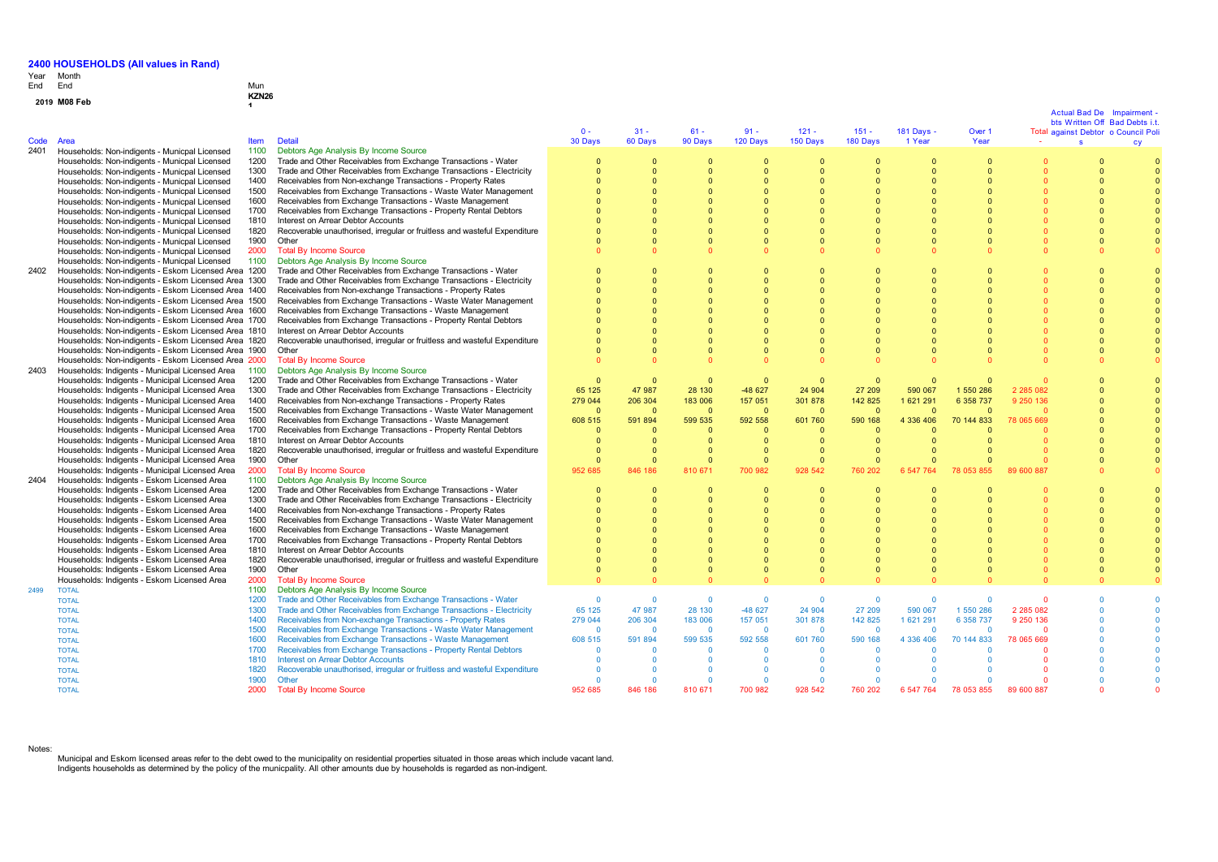## 2400 HOUSEHOLDS (All values in Rand)

| Year End | Month End | Mun |
|---|---|---|
| 2019 | M08 Feb | KZN261 |

| Code | Area | Item | Detail | 0 - 30 Days | 31 - 60 Days | 61 - 90 Days | 91 - 120 Days | 121 - 150 Days | 151 - 180 Days | 181 Days - 1 Year | Over 1 Year | Total | Actual Bad Debts Written Off against Debtors | Impairment - Bad Debts i.t.o Council Policy |
|---|---|---|---|---|---|---|---|---|---|---|---|---|---|---|
| 2401 | Households: Non-indigents - Municpal Licensed | 1100 | Debtors Age Analysis By Income Source | | | | | | | | | | | |
| | Households: Non-indigents - Municpal Licensed | 1200 | Trade and Other Receivables from Exchange Transactions - Water | 0 | 0 | 0 | 0 | 0 | 0 | 0 | 0 | 0 | 0 | 0 |
| | Households: Non-indigents - Municpal Licensed | 1300 | Trade and Other Receivables from Exchange Transactions - Electricity | 0 | 0 | 0 | 0 | 0 | 0 | 0 | 0 | 0 | 0 | 0 |
| | Households: Non-indigents - Municpal Licensed | 1400 | Receivables from Non-exchange Transactions - Property Rates | 0 | 0 | 0 | 0 | 0 | 0 | 0 | 0 | 0 | 0 | 0 |
| | Households: Non-indigents - Municpal Licensed | 1500 | Receivables from Exchange Transactions - Waste Water Management | 0 | 0 | 0 | 0 | 0 | 0 | 0 | 0 | 0 | 0 | 0 |
| | Households: Non-indigents - Municpal Licensed | 1600 | Receivables from Exchange Transactions - Waste Management | 0 | 0 | 0 | 0 | 0 | 0 | 0 | 0 | 0 | 0 | 0 |
| | Households: Non-indigents - Municpal Licensed | 1700 | Receivables from Exchange Transactions - Property Rental Debtors | 0 | 0 | 0 | 0 | 0 | 0 | 0 | 0 | 0 | 0 | 0 |
| | Households: Non-indigents - Municpal Licensed | 1810 | Interest on Arrear Debtor Accounts | 0 | 0 | 0 | 0 | 0 | 0 | 0 | 0 | 0 | 0 | 0 |
| | Households: Non-indigents - Municpal Licensed | 1820 | Recoverable unauthorised, irregular or fruitless and wasteful Expenditure | 0 | 0 | 0 | 0 | 0 | 0 | 0 | 0 | 0 | 0 | 0 |
| | Households: Non-indigents - Municpal Licensed | 1900 | Other | 0 | 0 | 0 | 0 | 0 | 0 | 0 | 0 | 0 | 0 | 0 |
| | Households: Non-indigents - Municpal Licensed | 2000 | Total By Income Source | 0 | 0 | 0 | 0 | 0 | 0 | 0 | 0 | 0 | 0 | 0 |
| | Households: Non-indigents - Municpal Licensed | 1100 | Debtors Age Analysis By Income Source | | | | | | | | | | | |
| 2402 | Households: Non-indigents - Eskom Licensed Area | 1200 | Trade and Other Receivables from Exchange Transactions - Water | 0 | 0 | 0 | 0 | 0 | 0 | 0 | 0 | 0 | 0 | 0 |
| | Households: Non-indigents - Eskom Licensed Area | 1300 | Trade and Other Receivables from Exchange Transactions - Electricity | 0 | 0 | 0 | 0 | 0 | 0 | 0 | 0 | 0 | 0 | 0 |
| | Households: Non-indigents - Eskom Licensed Area | 1400 | Receivables from Non-exchange Transactions - Property Rates | 0 | 0 | 0 | 0 | 0 | 0 | 0 | 0 | 0 | 0 | 0 |
| | Households: Non-indigents - Eskom Licensed Area | 1500 | Receivables from Exchange Transactions - Waste Water Management | 0 | 0 | 0 | 0 | 0 | 0 | 0 | 0 | 0 | 0 | 0 |
| | Households: Non-indigents - Eskom Licensed Area | 1600 | Receivables from Exchange Transactions - Waste Management | 0 | 0 | 0 | 0 | 0 | 0 | 0 | 0 | 0 | 0 | 0 |
| | Households: Non-indigents - Eskom Licensed Area | 1700 | Receivables from Exchange Transactions - Property Rental Debtors | 0 | 0 | 0 | 0 | 0 | 0 | 0 | 0 | 0 | 0 | 0 |
| | Households: Non-indigents - Eskom Licensed Area | 1810 | Interest on Arrear Debtor Accounts | 0 | 0 | 0 | 0 | 0 | 0 | 0 | 0 | 0 | 0 | 0 |
| | Households: Non-indigents - Eskom Licensed Area | 1820 | Recoverable unauthorised, irregular or fruitless and wasteful Expenditure | 0 | 0 | 0 | 0 | 0 | 0 | 0 | 0 | 0 | 0 | 0 |
| | Households: Non-indigents - Eskom Licensed Area | 1900 | Other | 0 | 0 | 0 | 0 | 0 | 0 | 0 | 0 | 0 | 0 | 0 |
| | Households: Non-indigents - Eskom Licensed Area | 2000 | Total By Income Source | 0 | 0 | 0 | 0 | 0 | 0 | 0 | 0 | 0 | 0 | 0 |
| 2403 | Households: Indigents - Municipal Licensed Area | 1100 | Debtors Age Analysis By Income Source | | | | | | | | | | | |
| | Households: Indigents - Municipal Licensed Area | 1200 | Trade and Other Receivables from Exchange Transactions - Water | 0 | 0 | 0 | 0 | 0 | 0 | 0 | 0 | 0 | 0 | 0 |
| | Households: Indigents - Municipal Licensed Area | 1300 | Trade and Other Receivables from Exchange Transactions - Electricity | 65 125 | 47 987 | 28 130 | -48 627 | 24 904 | 27 209 | 590 067 | 1 550 286 | 2 285 082 | 0 | 0 |
| | Households: Indigents - Municipal Licensed Area | 1400 | Receivables from Non-exchange Transactions - Property Rates | 279 044 | 206 304 | 183 006 | 157 051 | 301 878 | 142 825 | 1 621 291 | 6 358 737 | 9 250 136 | 0 | 0 |
| | Households: Indigents - Municipal Licensed Area | 1500 | Receivables from Exchange Transactions - Waste Water Management | 0 | 0 | 0 | 0 | 0 | 0 | 0 | 0 | 0 | 0 | 0 |
| | Households: Indigents - Municipal Licensed Area | 1600 | Receivables from Exchange Transactions - Waste Management | 608 515 | 591 894 | 599 535 | 592 558 | 601 760 | 590 168 | 4 336 406 | 70 144 833 | 78 065 669 | 0 | 0 |
| | Households: Indigents - Municipal Licensed Area | 1700 | Receivables from Exchange Transactions - Property Rental Debtors | 0 | 0 | 0 | 0 | 0 | 0 | 0 | 0 | 0 | 0 | 0 |
| | Households: Indigents - Municipal Licensed Area | 1810 | Interest on Arrear Debtor Accounts | 0 | 0 | 0 | 0 | 0 | 0 | 0 | 0 | 0 | 0 | 0 |
| | Households: Indigents - Municipal Licensed Area | 1820 | Recoverable unauthorised, irregular or fruitless and wasteful Expenditure | 0 | 0 | 0 | 0 | 0 | 0 | 0 | 0 | 0 | 0 | 0 |
| | Households: Indigents - Municipal Licensed Area | 1900 | Other | 0 | 0 | 0 | 0 | 0 | 0 | 0 | 0 | 0 | 0 | 0 |
| | Households: Indigents - Municipal Licensed Area | 2000 | Total By Income Source | 952 685 | 846 186 | 810 671 | 700 982 | 928 542 | 760 202 | 6 547 764 | 78 053 855 | 89 600 887 | 0 | 0 |
| 2404 | Households: Indigents - Eskom Licensed Area | 1100 | Debtors Age Analysis By Income Source | | | | | | | | | | | |
| | Households: Indigents - Eskom Licensed Area | 1200 | Trade and Other Receivables from Exchange Transactions - Water | 0 | 0 | 0 | 0 | 0 | 0 | 0 | 0 | 0 | 0 | 0 |
| | Households: Indigents - Eskom Licensed Area | 1300 | Trade and Other Receivables from Exchange Transactions - Electricity | 0 | 0 | 0 | 0 | 0 | 0 | 0 | 0 | 0 | 0 | 0 |
| | Households: Indigents - Eskom Licensed Area | 1400 | Receivables from Non-exchange Transactions - Property Rates | 0 | 0 | 0 | 0 | 0 | 0 | 0 | 0 | 0 | 0 | 0 |
| | Households: Indigents - Eskom Licensed Area | 1500 | Receivables from Exchange Transactions - Waste Water Management | 0 | 0 | 0 | 0 | 0 | 0 | 0 | 0 | 0 | 0 | 0 |
| | Households: Indigents - Eskom Licensed Area | 1600 | Receivables from Exchange Transactions - Waste Management | 0 | 0 | 0 | 0 | 0 | 0 | 0 | 0 | 0 | 0 | 0 |
| | Households: Indigents - Eskom Licensed Area | 1700 | Receivables from Exchange Transactions - Property Rental Debtors | 0 | 0 | 0 | 0 | 0 | 0 | 0 | 0 | 0 | 0 | 0 |
| | Households: Indigents - Eskom Licensed Area | 1810 | Interest on Arrear Debtor Accounts | 0 | 0 | 0 | 0 | 0 | 0 | 0 | 0 | 0 | 0 | 0 |
| | Households: Indigents - Eskom Licensed Area | 1820 | Recoverable unauthorised, irregular or fruitless and wasteful Expenditure | 0 | 0 | 0 | 0 | 0 | 0 | 0 | 0 | 0 | 0 | 0 |
| | Households: Indigents - Eskom Licensed Area | 1900 | Other | 0 | 0 | 0 | 0 | 0 | 0 | 0 | 0 | 0 | 0 | 0 |
| | Households: Indigents - Eskom Licensed Area | 2000 | Total By Income Source | 0 | 0 | 0 | 0 | 0 | 0 | 0 | 0 | 0 | 0 | 0 |
| 2499 | TOTAL | 1100 | Debtors Age Analysis By Income Source | | | | | | | | | | | |
| | TOTAL | 1200 | Trade and Other Receivables from Exchange Transactions - Water | 0 | 0 | 0 | 0 | 0 | 0 | 0 | 0 | 0 | 0 | 0 |
| | TOTAL | 1300 | Trade and Other Receivables from Exchange Transactions - Electricity | 65 125 | 47 987 | 28 130 | -48 627 | 24 904 | 27 209 | 590 067 | 1 550 286 | 2 285 082 | 0 | 0 |
| | TOTAL | 1400 | Receivables from Non-exchange Transactions - Property Rates | 279 044 | 206 304 | 183 006 | 157 051 | 301 878 | 142 825 | 1 621 291 | 6 358 737 | 9 250 136 | 0 | 0 |
| | TOTAL | 1500 | Receivables from Exchange Transactions - Waste Water Management | 0 | 0 | 0 | 0 | 0 | 0 | 0 | 0 | 0 | 0 | 0 |
| | TOTAL | 1600 | Receivables from Exchange Transactions - Waste Management | 608 515 | 591 894 | 599 535 | 592 558 | 601 760 | 590 168 | 4 336 406 | 70 144 833 | 78 065 669 | 0 | 0 |
| | TOTAL | 1700 | Receivables from Exchange Transactions - Property Rental Debtors | 0 | 0 | 0 | 0 | 0 | 0 | 0 | 0 | 0 | 0 | 0 |
| | TOTAL | 1810 | Interest on Arrear Debtor Accounts | 0 | 0 | 0 | 0 | 0 | 0 | 0 | 0 | 0 | 0 | 0 |
| | TOTAL | 1820 | Recoverable unauthorised, irregular or fruitless and wasteful Expenditure | 0 | 0 | 0 | 0 | 0 | 0 | 0 | 0 | 0 | 0 | 0 |
| | TOTAL | 1900 | Other | 0 | 0 | 0 | 0 | 0 | 0 | 0 | 0 | 0 | 0 | 0 |
| | TOTAL | 2000 | Total By Income Source | 952 685 | 846 186 | 810 671 | 700 982 | 928 542 | 760 202 | 6 547 764 | 78 053 855 | 89 600 887 | 0 | 0 |

Notes:

Municipal and Eskom licensed areas refer to the debt owed to the municipality on residential properties situated in those areas which include vacant land.
Indigents households as determined by the policy of the municpality. All other amounts due by households is regarded as non-indigent.